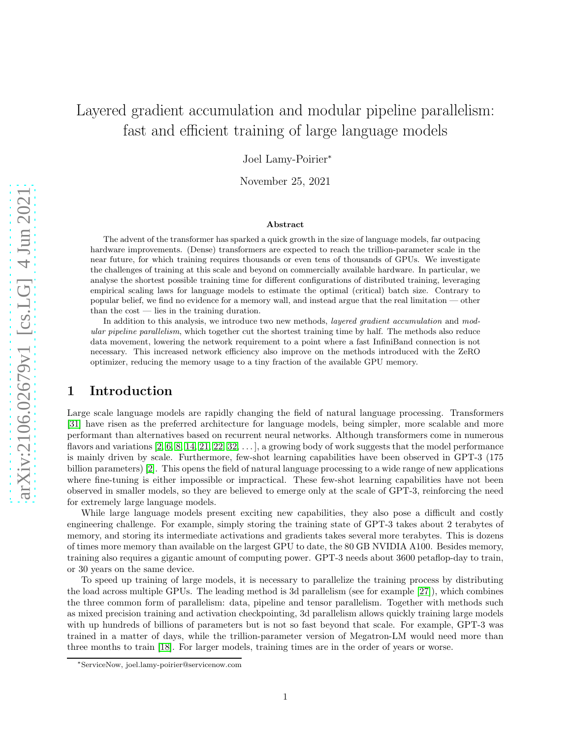# Layered gradient accumulation and modular pipeline parallelism: fast and efficient training of large language models

Joel Lamy-Poirier*

November 25, 2021

### Abstract

The advent of the transformer has sparked a quick growth in the size of language models, far outpacing hardware improvements. (Dense) transformers are expected to reach the trillion-parameter scale in the near future, for which training requires thousands or even tens of thousands of GPUs. We investigate the challenges of training at this scale and beyond on commercially available hardware. In particular, we analyse the shortest possible training time for different configurations of distributed training, leveraging empirical scaling laws for language models to estimate the optimal (critical) batch size. Contrary to popular belief, we find no evidence for a memory wall, and instead argue that the real limitation — other than the cost — lies in the training duration.

In addition to this analysis, we introduce two new methods, *layered gradient accumulation* and *modular pipeline parallelism*, which together cut the shortest training time by half. The methods also reduce data movement, lowering the network requirement to a point where a fast InfiniBand connection is not necessary. This increased network efficiency also improve on the methods introduced with the ZeRO optimizer, reducing the memory usage to a tiny fraction of the available GPU memory.

## 1 Introduction

Large scale language models are rapidly changing the field of natural language processing. Transformers [31] have risen as the preferred architecture for language models, being simpler, more scalable and more performant than alternatives based on recurrent neural networks. Although transformers come in numerous flavors and variations [2, 6, 8, 14, 21, 22, 32, ...], a growing body of work suggests that the model performance is mainly driven by scale. Furthermore, few-shot learning capabilities have been observed in GPT-3 (175 billion parameters) [2]. This opens the field of natural language processing to a wide range of new applications where fine-tuning is either impossible or impractical. These few-shot learning capabilities have not been observed in smaller models, so they are believed to emerge only at the scale of GPT-3, reinforcing the need for extremely large language models.

While large language models present exciting new capabilities, they also pose a difficult and costly engineering challenge. For example, simply storing the training state of GPT-3 takes about 2 terabytes of memory, and storing its intermediate activations and gradients takes several more terabytes. This is dozens of times more memory than available on the largest GPU to date, the 80 GB NVIDIA A100. Besides memory, training also requires a gigantic amount of computing power. GPT-3 needs about 3600 petaflop-day to train, or 30 years on the same device.

To speed up training of large models, it is necessary to parallelize the training process by distributing the load across multiple GPUs. The leading method is 3d parallelism (see for example [27]), which combines the three common form of parallelism: data, pipeline and tensor parallelism. Together with methods such as mixed precision training and activation checkpointing, 3d parallelism allows quickly training large models with up hundreds of billions of parameters but is not so fast beyond that scale. For example, GPT-3 was trained in a matter of days, while the trillion-parameter version of Megatron-LM would need more than three months to train [18]. For larger models, training times are in the order of years or worse.

*ServiceNow, joel.lamy-poirier@servicenow.com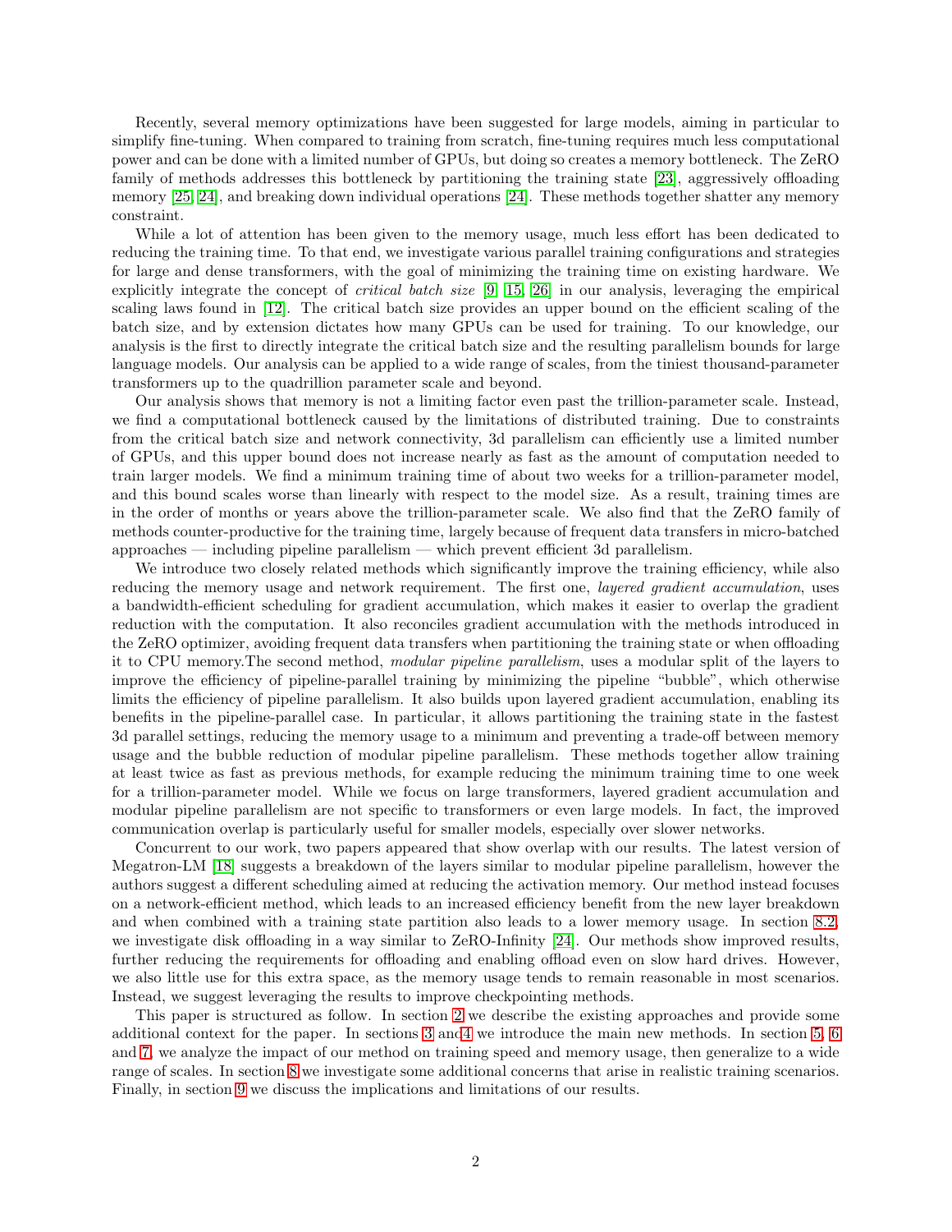Recently, several memory optimizations have been suggested for large models, aiming in particular to simplify fine-tuning. When compared to training from scratch, fine-tuning requires much less computational power and can be done with a limited number of GPUs, but doing so creates a memory bottleneck. The ZeRO family of methods addresses this bottleneck by partitioning the training state [23], aggressively offloading memory [25, 24], and breaking down individual operations [24]. These methods together shatter any memory constraint.

While a lot of attention has been given to the memory usage, much less effort has been dedicated to reducing the training time. To that end, we investigate various parallel training configurations and strategies for large and dense transformers, with the goal of minimizing the training time on existing hardware. We explicitly integrate the concept of *critical batch size* [9, 15, 26] in our analysis, leveraging the empirical scaling laws found in [12]. The critical batch size provides an upper bound on the efficient scaling of the batch size, and by extension dictates how many GPUs can be used for training. To our knowledge, our analysis is the first to directly integrate the critical batch size and the resulting parallelism bounds for large language models. Our analysis can be applied to a wide range of scales, from the tiniest thousand-parameter transformers up to the quadrillion parameter scale and beyond.

Our analysis shows that memory is not a limiting factor even past the trillion-parameter scale. Instead, we find a computational bottleneck caused by the limitations of distributed training. Due to constraints from the critical batch size and network connectivity, 3d parallelism can efficiently use a limited number of GPUs, and this upper bound does not increase nearly as fast as the amount of computation needed to train larger models. We find a minimum training time of about two weeks for a trillion-parameter model, and this bound scales worse than linearly with respect to the model size. As a result, training times are in the order of months or years above the trillion-parameter scale. We also find that the ZeRO family of methods counter-productive for the training time, largely because of frequent data transfers in micro-batched approaches — including pipeline parallelism — which prevent efficient 3d parallelism.

We introduce two closely related methods which significantly improve the training efficiency, while also reducing the memory usage and network requirement. The first one, *layered gradient accumulation*, uses a bandwidth-efficient scheduling for gradient accumulation, which makes it easier to overlap the gradient reduction with the computation. It also reconciles gradient accumulation with the methods introduced in the ZeRO optimizer, avoiding frequent data transfers when partitioning the training state or when offloading it to CPU memory.The second method, *modular pipeline parallelism*, uses a modular split of the layers to improve the efficiency of pipeline-parallel training by minimizing the pipeline "bubble", which otherwise limits the efficiency of pipeline parallelism. It also builds upon layered gradient accumulation, enabling its benefits in the pipeline-parallel case. In particular, it allows partitioning the training state in the fastest 3d parallel settings, reducing the memory usage to a minimum and preventing a trade-off between memory usage and the bubble reduction of modular pipeline parallelism. These methods together allow training at least twice as fast as previous methods, for example reducing the minimum training time to one week for a trillion-parameter model. While we focus on large transformers, layered gradient accumulation and modular pipeline parallelism are not specific to transformers or even large models. In fact, the improved communication overlap is particularly useful for smaller models, especially over slower networks.

Concurrent to our work, two papers appeared that show overlap with our results. The latest version of Megatron-LM [18] suggests a breakdown of the layers similar to modular pipeline parallelism, however the authors suggest a different scheduling aimed at reducing the activation memory. Our method instead focuses on a network-efficient method, which leads to an increased efficiency benefit from the new layer breakdown and when combined with a training state partition also leads to a lower memory usage. In section 8.2, we investigate disk offloading in a way similar to ZeRO-Infinity [24]. Our methods show improved results, further reducing the requirements for offloading and enabling offload even on slow hard drives. However, we also little use for this extra space, as the memory usage tends to remain reasonable in most scenarios. Instead, we suggest leveraging the results to improve checkpointing methods.

This paper is structured as follow. In section 2 we describe the existing approaches and provide some additional context for the paper. In sections 3 and4 we introduce the main new methods. In section 5, 6 and 7, we analyze the impact of our method on training speed and memory usage, then generalize to a wide range of scales. In section 8 we investigate some additional concerns that arise in realistic training scenarios. Finally, in section 9 we discuss the implications and limitations of our results.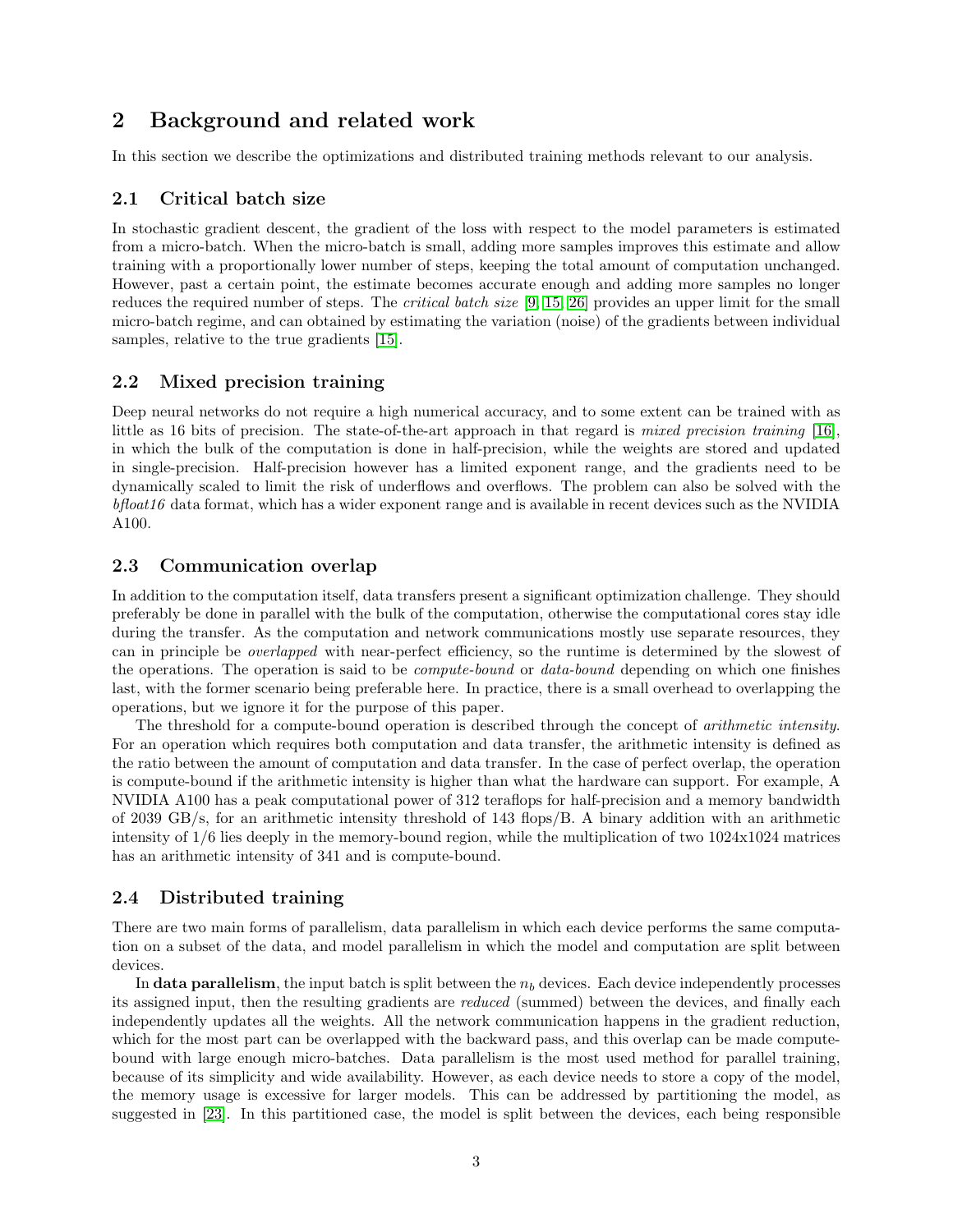## 2 Background and related work

In this section we describe the optimizations and distributed training methods relevant to our analysis.

### 2.1 Critical batch size

In stochastic gradient descent, the gradient of the loss with respect to the model parameters is estimated from a micro-batch. When the micro-batch is small, adding more samples improves this estimate and allow training with a proportionally lower number of steps, keeping the total amount of computation unchanged. However, past a certain point, the estimate becomes accurate enough and adding more samples no longer reduces the required number of steps. The *critical batch size* [9, 15, 26] provides an upper limit for the small micro-batch regime, and can obtained by estimating the variation (noise) of the gradients between individual samples, relative to the true gradients [15].

### 2.2 Mixed precision training

Deep neural networks do not require a high numerical accuracy, and to some extent can be trained with as little as 16 bits of precision. The state-of-the-art approach in that regard is *mixed precision training* [16], in which the bulk of the computation is done in half-precision, while the weights are stored and updated in single-precision. Half-precision however has a limited exponent range, and the gradients need to be dynamically scaled to limit the risk of underflows and overflows. The problem can also be solved with the *bfloat16* data format, which has a wider exponent range and is available in recent devices such as the NVIDIA A100.

### 2.3 Communication overlap

In addition to the computation itself, data transfers present a significant optimization challenge. They should preferably be done in parallel with the bulk of the computation, otherwise the computational cores stay idle during the transfer. As the computation and network communications mostly use separate resources, they can in principle be *overlapped* with near-perfect efficiency, so the runtime is determined by the slowest of the operations. The operation is said to be *compute-bound* or *data-bound* depending on which one finishes last, with the former scenario being preferable here. In practice, there is a small overhead to overlapping the operations, but we ignore it for the purpose of this paper.

The threshold for a compute-bound operation is described through the concept of *arithmetic intensity*. For an operation which requires both computation and data transfer, the arithmetic intensity is defined as the ratio between the amount of computation and data transfer. In the case of perfect overlap, the operation is compute-bound if the arithmetic intensity is higher than what the hardware can support. For example, A NVIDIA A100 has a peak computational power of 312 teraflops for half-precision and a memory bandwidth of 2039 GB/s, for an arithmetic intensity threshold of 143 flops/B. A binary addition with an arithmetic intensity of 1/6 lies deeply in the memory-bound region, while the multiplication of two 1024x1024 matrices has an arithmetic intensity of 341 and is compute-bound.

### 2.4 Distributed training

There are two main forms of parallelism, data parallelism in which each device performs the same computation on a subset of the data, and model parallelism in which the model and computation are split between devices.

In **data parallelism**, the input batch is split between the $n_b$ devices. Each device independently processes its assigned input, then the resulting gradients are *reduced* (summed) between the devices, and finally each independently updates all the weights. All the network communication happens in the gradient reduction, which for the most part can be overlapped with the backward pass, and this overlap can be made compute-bound with large enough micro-batches. Data parallelism is the most used method for parallel training, because of its simplicity and wide availability. However, as each device needs to store a copy of the model, the memory usage is excessive for larger models. This can be addressed by partitioning the model, as suggested in [23]. In this partitioned case, the model is split between the devices, each being responsible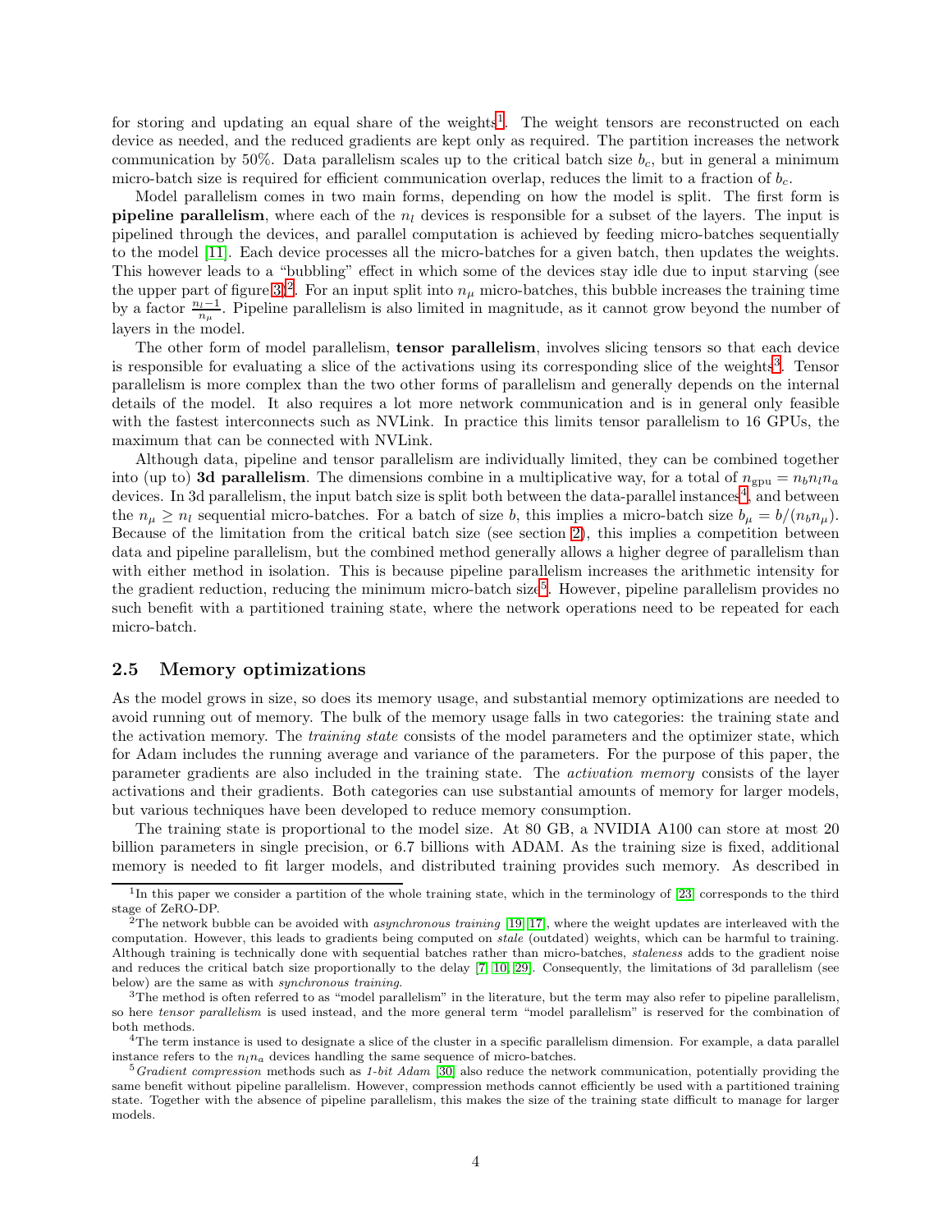for storing and updating an equal share of the weights[1]. The weight tensors are reconstructed on each device as needed, and the reduced gradients are kept only as required. The partition increases the network communication by 50%. Data parallelism scales up to the critical batch size $b_c$, but in general a minimum micro-batch size is required for efficient communication overlap, reduces the limit to a fraction of $b_c$.

Model parallelism comes in two main forms, depending on how the model is split. The first form is **pipeline parallelism**, where each of the $n_l$ devices is responsible for a subset of the layers. The input is pipelined through the devices, and parallel computation is achieved by feeding micro-batches sequentially to the model [11]. Each device processes all the micro-batches for a given batch, then updates the weights. This however leads to a "bubbling" effect in which some of the devices stay idle due to input starving (see the upper part of figure 3)[2]. For an input split into $n_\mu$ micro-batches, this bubble increases the training time by a factor $\frac{n_l-1}{n_\mu}$. Pipeline parallelism is also limited in magnitude, as it cannot grow beyond the number of layers in the model.

The other form of model parallelism, **tensor parallelism**, involves slicing tensors so that each device is responsible for evaluating a slice of the activations using its corresponding slice of the weights[3]. Tensor parallelism is more complex than the two other forms of parallelism and generally depends on the internal details of the model. It also requires a lot more network communication and is in general only feasible with the fastest interconnects such as NVLink. In practice this limits tensor parallelism to 16 GPUs, the maximum that can be connected with NVLink.

Although data, pipeline and tensor parallelism are individually limited, they can be combined together into (up to) **3d parallelism**. The dimensions combine in a multiplicative way, for a total of $n_{\text{gpu}} = n_b n_l n_a$ devices. In 3d parallelism, the input batch size is split both between the data-parallel instances[4], and between the $n_\mu \geq n_l$ sequential micro-batches. For a batch of size $b$, this implies a micro-batch size $b_\mu = b/(n_b n_\mu)$. Because of the limitation from the critical batch size (see section 2), this implies a competition between data and pipeline parallelism, but the combined method generally allows a higher degree of parallelism than with either method in isolation. This is because pipeline parallelism increases the arithmetic intensity for the gradient reduction, reducing the minimum micro-batch size[5]. However, pipeline parallelism provides no such benefit with a partitioned training state, where the network operations need to be repeated for each micro-batch.

## 2.5 Memory optimizations

As the model grows in size, so does its memory usage, and substantial memory optimizations are needed to avoid running out of memory. The bulk of the memory usage falls in two categories: the training state and the activation memory. The *training state* consists of the model parameters and the optimizer state, which for Adam includes the running average and variance of the parameters. For the purpose of this paper, the parameter gradients are also included in the training state. The *activation memory* consists of the layer activations and their gradients. Both categories can use substantial amounts of memory for larger models, but various techniques have been developed to reduce memory consumption.

The training state is proportional to the model size. At 80 GB, a NVIDIA A100 can store at most 20 billion parameters in single precision, or 6.7 billions with ADAM. As the training size is fixed, additional memory is needed to fit larger models, and distributed training provides such memory. As described in

---

[1] In this paper we consider a partition of the whole training state, which in the terminology of [23] corresponds to the third stage of ZeRO-DP.

[2] The network bubble can be avoided with *asynchronous training* [19, 17], where the weight updates are interleaved with the computation. However, this leads to gradients being computed on *stale* (outdated) weights, which can be harmful to training. Although training is technically done with sequential batches rather than micro-batches, *staleness* adds to the gradient noise and reduces the critical batch size proportionally to the delay [7, 10, 29]. Consequently, the limitations of 3d parallelism (see below) are the same as with *synchronous training*.

[3] The method is often referred to as "model parallelism" in the literature, but the term may also refer to pipeline parallelism, so here *tensor parallelism* is used instead, and the more general term "model parallelism" is reserved for the combination of both methods.

[4] The term instance is used to designate a slice of the cluster in a specific parallelism dimension. For example, a data parallel instance refers to the $n_l n_a$ devices handling the same sequence of micro-batches.

[5] *Gradient compression* methods such as *1-bit Adam* [30] also reduce the network communication, potentially providing the same benefit without pipeline parallelism. However, compression methods cannot efficiently be used with a partitioned training state. Together with the absence of pipeline parallelism, this makes the size of the training state difficult to manage for larger models.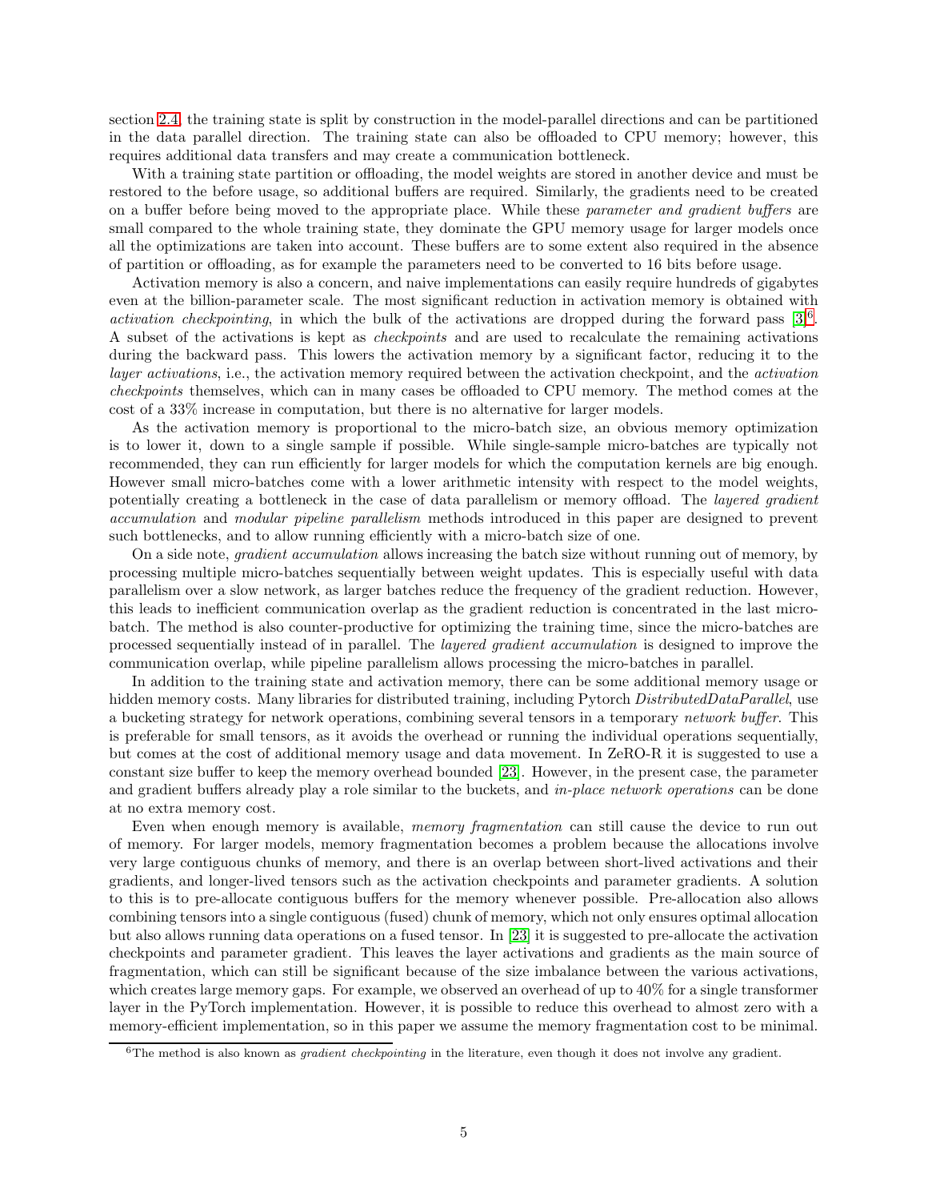section 2.4, the training state is split by construction in the model-parallel directions and can be partitioned in the data parallel direction. The training state can also be offloaded to CPU memory; however, this requires additional data transfers and may create a communication bottleneck.

With a training state partition or offloading, the model weights are stored in another device and must be restored to the before usage, so additional buffers are required. Similarly, the gradients need to be created on a buffer before being moved to the appropriate place. While these *parameter and gradient buffers* are small compared to the whole training state, they dominate the GPU memory usage for larger models once all the optimizations are taken into account. These buffers are to some extent also required in the absence of partition or offloading, as for example the parameters need to be converted to 16 bits before usage.

Activation memory is also a concern, and naive implementations can easily require hundreds of gigabytes even at the billion-parameter scale. The most significant reduction in activation memory is obtained with *activation checkpointing*, in which the bulk of the activations are dropped during the forward pass [3][6]. A subset of the activations is kept as *checkpoints* and are used to recalculate the remaining activations during the backward pass. This lowers the activation memory by a significant factor, reducing it to the *layer activations*, i.e., the activation memory required between the activation checkpoint, and the *activation checkpoints* themselves, which can in many cases be offloaded to CPU memory. The method comes at the cost of a 33% increase in computation, but there is no alternative for larger models.

As the activation memory is proportional to the micro-batch size, an obvious memory optimization is to lower it, down to a single sample if possible. While single-sample micro-batches are typically not recommended, they can run efficiently for larger models for which the computation kernels are big enough. However small micro-batches come with a lower arithmetic intensity with respect to the model weights, potentially creating a bottleneck in the case of data parallelism or memory offload. The *layered gradient accumulation* and *modular pipeline parallelism* methods introduced in this paper are designed to prevent such bottlenecks, and to allow running efficiently with a micro-batch size of one.

On a side note, *gradient accumulation* allows increasing the batch size without running out of memory, by processing multiple micro-batches sequentially between weight updates. This is especially useful with data parallelism over a slow network, as larger batches reduce the frequency of the gradient reduction. However, this leads to inefficient communication overlap as the gradient reduction is concentrated in the last micro-batch. The method is also counter-productive for optimizing the training time, since the micro-batches are processed sequentially instead of in parallel. The *layered gradient accumulation* is designed to improve the communication overlap, while pipeline parallelism allows processing the micro-batches in parallel.

In addition to the training state and activation memory, there can be some additional memory usage or hidden memory costs. Many libraries for distributed training, including Pytorch *DistributedDataParallel*, use a bucketing strategy for network operations, combining several tensors in a temporary *network buffer*. This is preferable for small tensors, as it avoids the overhead or running the individual operations sequentially, but comes at the cost of additional memory usage and data movement. In ZeRO-R it is suggested to use a constant size buffer to keep the memory overhead bounded [23]. However, in the present case, the parameter and gradient buffers already play a role similar to the buckets, and *in-place network operations* can be done at no extra memory cost.

Even when enough memory is available, *memory fragmentation* can still cause the device to run out of memory. For larger models, memory fragmentation becomes a problem because the allocations involve very large contiguous chunks of memory, and there is an overlap between short-lived activations and their gradients, and longer-lived tensors such as the activation checkpoints and parameter gradients. A solution to this is to pre-allocate contiguous buffers for the memory whenever possible. Pre-allocation also allows combining tensors into a single contiguous (fused) chunk of memory, which not only ensures optimal allocation but also allows running data operations on a fused tensor. In [23] it is suggested to pre-allocate the activation checkpoints and parameter gradient. This leaves the layer activations and gradients as the main source of fragmentation, which can still be significant because of the size imbalance between the various activations, which creates large memory gaps. For example, we observed an overhead of up to 40% for a single transformer layer in the PyTorch implementation. However, it is possible to reduce this overhead to almost zero with a memory-efficient implementation, so in this paper we assume the memory fragmentation cost to be minimal.

[6] The method is also known as *gradient checkpointing* in the literature, even though it does not involve any gradient.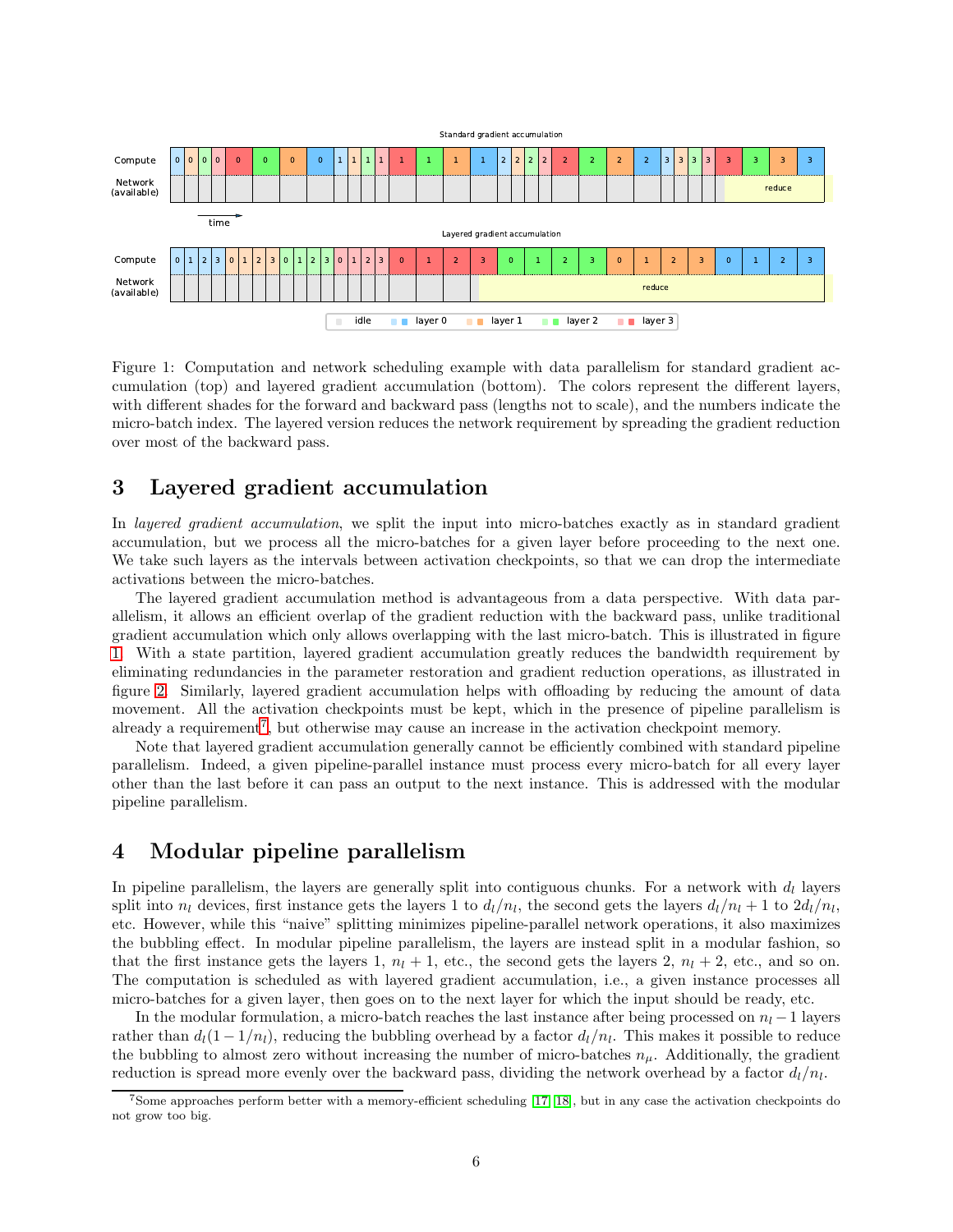Figure 1: Computation and network scheduling example with data parallelism for standard gradient accumulation (top) and layered gradient accumulation (bottom). The colors represent the different layers, with different shades for the forward and backward pass (lengths not to scale), and the numbers indicate the micro-batch index. The layered version reduces the network requirement by spreading the gradient reduction over most of the backward pass.

# 3 Layered gradient accumulation

In *layered gradient accumulation*, we split the input into micro-batches exactly as in standard gradient accumulation, but we process all the micro-batches for a given layer before proceeding to the next one. We take such layers as the intervals between activation checkpoints, so that we can drop the intermediate activations between the micro-batches.

The layered gradient accumulation method is advantageous from a data perspective. With data parallelism, it allows an efficient overlap of the gradient reduction with the backward pass, unlike traditional gradient accumulation which only allows overlapping with the last micro-batch. This is illustrated in figure 1. With a state partition, layered gradient accumulation greatly reduces the bandwidth requirement by eliminating redundancies in the parameter restoration and gradient reduction operations, as illustrated in figure 2. Similarly, layered gradient accumulation helps with offloading by reducing the amount of data movement. All the activation checkpoints must be kept, which in the presence of pipeline parallelism is already a requirement[7], but otherwise may cause an increase in the activation checkpoint memory.

Note that layered gradient accumulation generally cannot be efficiently combined with standard pipeline parallelism. Indeed, a given pipeline-parallel instance must process every micro-batch for all every layer other than the last before it can pass an output to the next instance. This is addressed with the modular pipeline parallelism.

# 4 Modular pipeline parallelism

In pipeline parallelism, the layers are generally split into contiguous chunks. For a network with $d_l$ layers split into $n_l$ devices, first instance gets the layers 1 to $d_l/n_l$, the second gets the layers $d_l/n_l + 1$ to $2d_l/n_l$, etc. However, while this "naive" splitting minimizes pipeline-parallel network operations, it also maximizes the bubbling effect. In modular pipeline parallelism, the layers are instead split in a modular fashion, so that the first instance gets the layers 1, $n_l + 1$, etc., the second gets the layers 2, $n_l + 2$, etc., and so on. The computation is scheduled as with layered gradient accumulation, i.e., a given instance processes all micro-batches for a given layer, then goes on to the next layer for which the input should be ready, etc.

In the modular formulation, a micro-batch reaches the last instance after being processed on $n_l - 1$ layers rather than $d_l(1 - 1/n_l)$, reducing the bubbling overhead by a factor $d_l/n_l$. This makes it possible to reduce the bubbling to almost zero without increasing the number of micro-batches $n_\mu$. Additionally, the gradient reduction is spread more evenly over the backward pass, dividing the network overhead by a factor $d_l/n_l$.

[7] Some approaches perform better with a memory-efficient scheduling [17, 18], but in any case the activation checkpoints do not grow too big.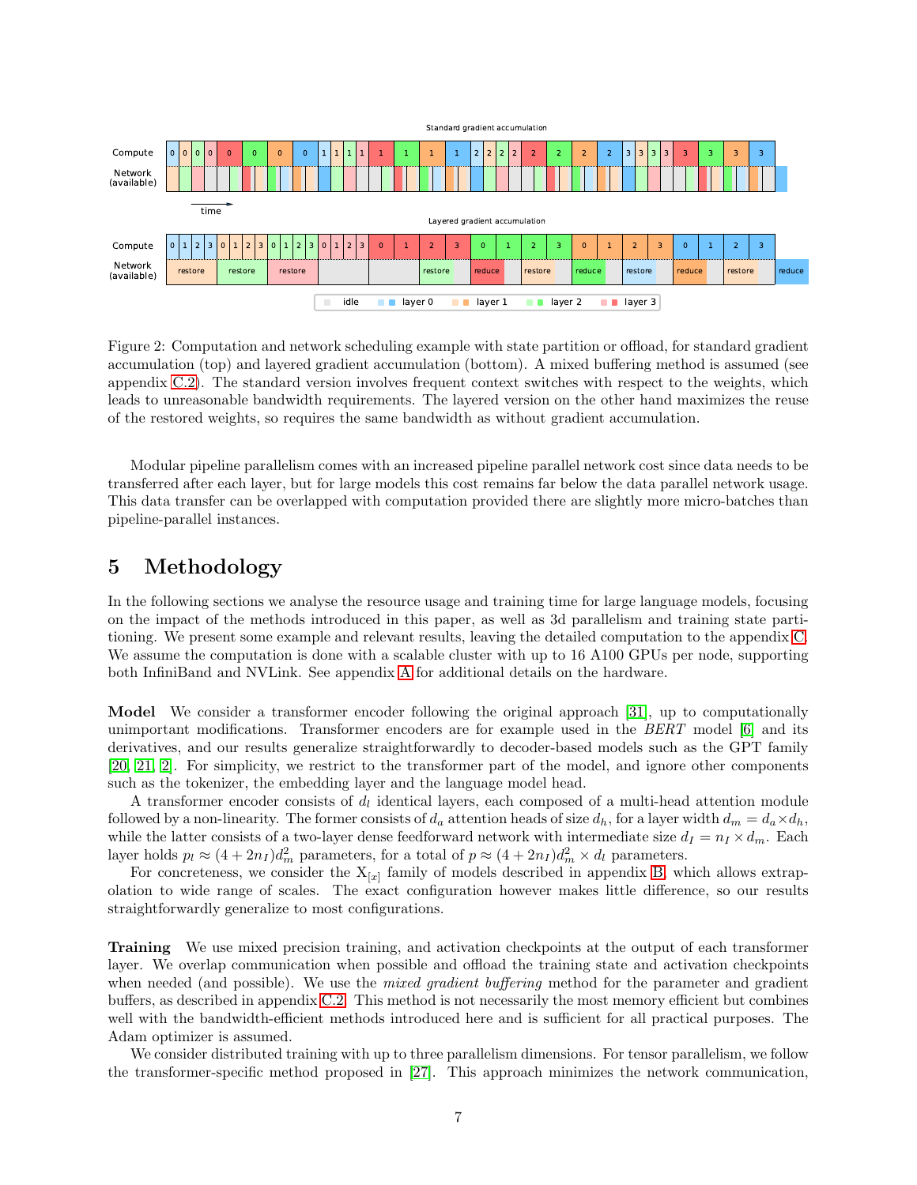Figure 2: Computation and network scheduling example with state partition or offload, for standard gradient accumulation (top) and layered gradient accumulation (bottom). A mixed buffering method is assumed (see appendix C.2). The standard version involves frequent context switches with respect to the weights, which leads to unreasonable bandwidth requirements. The layered version on the other hand maximizes the reuse of the restored weights, so requires the same bandwidth as without gradient accumulation.

Modular pipeline parallelism comes with an increased pipeline parallel network cost since data needs to be transferred after each layer, but for large models this cost remains far below the data parallel network usage. This data transfer can be overlapped with computation provided there are slightly more micro-batches than pipeline-parallel instances.

# 5 Methodology

In the following sections we analyse the resource usage and training time for large language models, focusing on the impact of the methods introduced in this paper, as well as 3d parallelism and training state partitioning. We present some example and relevant results, leaving the detailed computation to the appendix C. We assume the computation is done with a scalable cluster with up to 16 A100 GPUs per node, supporting both InfiniBand and NVLink. See appendix A for additional details on the hardware.

**Model** We consider a transformer encoder following the original approach [31], up to computationally unimportant modifications. Transformer encoders are for example used in the *BERT* model [6] and its derivatives, and our results generalize straightforwardly to decoder-based models such as the GPT family [20, 21, 2]. For simplicity, we restrict to the transformer part of the model, and ignore other components such as the tokenizer, the embedding layer and the language model head.

A transformer encoder consists of $d_l$ identical layers, each composed of a multi-head attention module followed by a non-linearity. The former consists of $d_a$ attention heads of size $d_h$, for a layer width $d_m = d_a \times d_h$, while the latter consists of a two-layer dense feedforward network with intermediate size $d_I = n_I \times d_m$. Each layer holds $p_l \approx (4 + 2n_I)d_m^2$ parameters, for a total of $p \approx (4 + 2n_I)d_m^2 \times d_l$ parameters.

For concreteness, we consider the $X_{[x]}$ family of models described in appendix B, which allows extrapolation to wide range of scales. The exact configuration however makes little difference, so our results straightforwardly generalize to most configurations.

**Training** We use mixed precision training, and activation checkpoints at the output of each transformer layer. We overlap communication when possible and offload the training state and activation checkpoints when needed (and possible). We use the *mixed gradient buffering* method for the parameter and gradient buffers, as described in appendix C.2. This method is not necessarily the most memory efficient but combines well with the bandwidth-efficient methods introduced here and is sufficient for all practical purposes. The Adam optimizer is assumed.

We consider distributed training with up to three parallelism dimensions. For tensor parallelism, we follow the transformer-specific method proposed in [27]. This approach minimizes the network communication,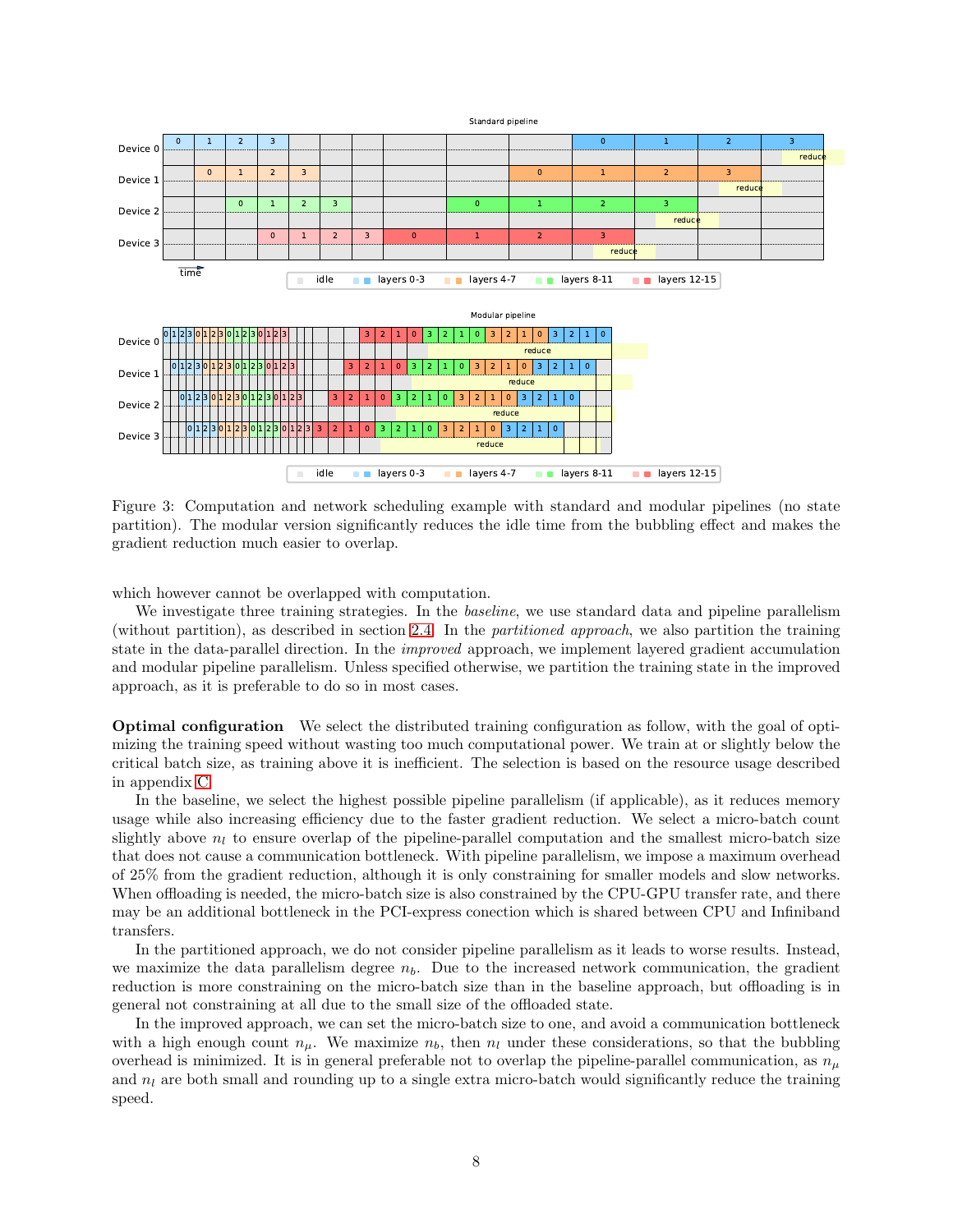Figure 3: Computation and network scheduling example with standard and modular pipelines (no state partition). The modular version significantly reduces the idle time from the bubbling effect and makes the gradient reduction much easier to overlap.

which however cannot be overlapped with computation.

We investigate three training strategies. In the *baseline*, we use standard data and pipeline parallelism (without partition), as described in section 2.4. In the *partitioned approach*, we also partition the training state in the data-parallel direction. In the *improved* approach, we implement layered gradient accumulation and modular pipeline parallelism. Unless specified otherwise, we partition the training state in the improved approach, as it is preferable to do so in most cases.

**Optimal configuration** We select the distributed training configuration as follow, with the goal of optimizing the training speed without wasting too much computational power. We train at or slightly below the critical batch size, as training above it is inefficient. The selection is based on the resource usage described in appendix C.

In the baseline, we select the highest possible pipeline parallelism (if applicable), as it reduces memory usage while also increasing efficiency due to the faster gradient reduction. We select a micro-batch count slightly above $n_l$ to ensure overlap of the pipeline-parallel computation and the smallest micro-batch size that does not cause a communication bottleneck. With pipeline parallelism, we impose a maximum overhead of 25% from the gradient reduction, although it is only constraining for smaller models and slow networks. When offloading is needed, the micro-batch size is also constrained by the CPU-GPU transfer rate, and there may be an additional bottleneck in the PCI-express conection which is shared between CPU and Infiniband transfers.

In the partitioned approach, we do not consider pipeline parallelism as it leads to worse results. Instead, we maximize the data parallelism degree $n_b$. Due to the increased network communication, the gradient reduction is more constraining on the micro-batch size than in the baseline approach, but offloading is in general not constraining at all due to the small size of the offloaded state.

In the improved approach, we can set the micro-batch size to one, and avoid a communication bottleneck with a high enough count $n_\mu$. We maximize $n_b$, then $n_l$ under these considerations, so that the bubbling overhead is minimized. It is in general preferable not to overlap the pipeline-parallel communication, as $n_\mu$ and $n_l$ are both small and rounding up to a single extra micro-batch would significantly reduce the training speed.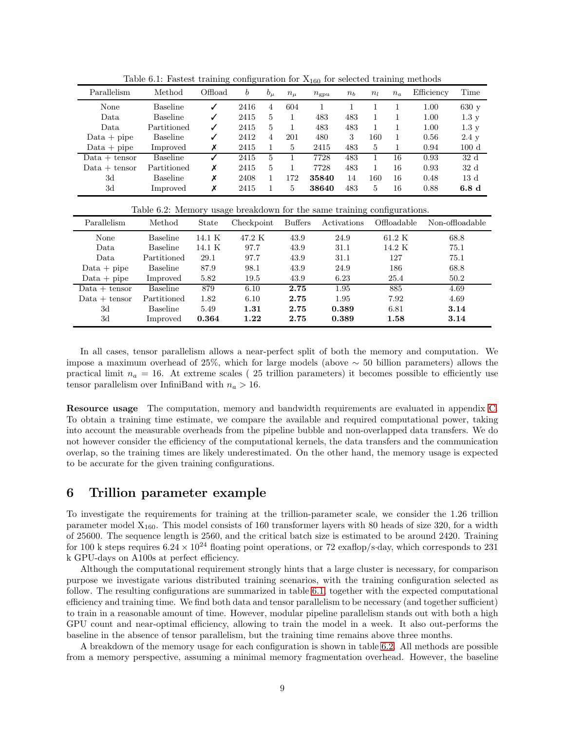Table 6.1: Fastest training configuration for $X_{160}$ for selected training methods

| Parallelism | Method | Offload | $b$ | $b_\mu$ | $n_\mu$ | $n_{\text{gpu}}$ | $n_b$ | $n_l$ | $n_a$ | Efficiency | Time |
|---|---|---|---|---|---|---|---|---|---|---|---|
| None | Baseline | ✓ | 2416 | 4 | 604 | 1 | 1 | 1 | 1 | 1.00 | 630 y |
| Data | Baseline | ✓ | 2415 | 5 | 1 | 483 | 483 | 1 | 1 | 1.00 | 1.3 y |
| Data | Partitioned | ✓ | 2415 | 5 | 1 | 483 | 483 | 1 | 1 | 1.00 | 1.3 y |
| Data + pipe | Baseline | ✓ | 2412 | 4 | 201 | 480 | 3 | 160 | 1 | 0.56 | 2.4 y |
| Data + pipe | Improved | ✗ | 2415 | 1 | 5 | 2415 | 483 | 5 | 1 | 0.94 | 100 d |
| Data + tensor | Baseline | ✓ | 2415 | 5 | 1 | 7728 | 483 | 1 | 16 | 0.93 | 32 d |
| Data + tensor | Partitioned | ✗ | 2415 | 5 | 1 | 7728 | 483 | 1 | 16 | 0.93 | 32 d |
| 3d | Baseline | ✗ | 2408 | 1 | 172 | **35840** | 14 | 160 | 16 | 0.48 | 13 d |
| 3d | Improved | ✗ | 2415 | 1 | 5 | **38640** | 483 | 5 | 16 | 0.88 | **6.8 d** |

Table 6.2: Memory usage breakdown for the same training configurations.

| Parallelism | Method | State | Checkpoint | Buffers | Activations | Offloadable | Non-offloadable |
|---|---|---|---|---|---|---|---|
| None | Baseline | 14.1 K | 47.2 K | 43.9 | 24.9 | 61.2 K | 68.8 |
| Data | Baseline | 14.1 K | 97.7 | 43.9 | 31.1 | 14.2 K | 75.1 |
| Data | Partitioned | 29.1 | 97.7 | 43.9 | 31.1 | 127 | 75.1 |
| Data + pipe | Baseline | 87.9 | 98.1 | 43.9 | 24.9 | 186 | 68.8 |
| Data + pipe | Improved | 5.82 | 19.5 | 43.9 | 6.23 | 25.4 | 50.2 |
| Data + tensor | Baseline | 879 | 6.10 | **2.75** | 1.95 | 885 | 4.69 |
| Data + tensor | Partitioned | 1.82 | 6.10 | **2.75** | 1.95 | 7.92 | 4.69 |
| 3d | Baseline | 5.49 | **1.31** | **2.75** | **0.389** | 6.81 | **3.14** |
| 3d | Improved | **0.364** | **1.22** | **2.75** | **0.389** | **1.58** | **3.14** |

In all cases, tensor parallelism allows a near-perfect split of both the memory and computation. We impose a maximum overhead of 25%, which for large models (above $\sim$ 50 billion parameters) allows the practical limit $n_a = 16$. At extreme scales ( 25 trillion parameters) it becomes possible to efficiently use tensor parallelism over InfiniBand with $n_a > 16$.

**Resource usage** The computation, memory and bandwidth requirements are evaluated in appendix C. To obtain a training time estimate, we compare the available and required computational power, taking into account the measurable overheads from the pipeline bubble and non-overlapped data transfers. We do not however consider the efficiency of the computational kernels, the data transfers and the communication overlap, so the training times are likely underestimated. On the other hand, the memory usage is expected to be accurate for the given training configurations.

# 6 Trillion parameter example

To investigate the requirements for training at the trillion-parameter scale, we consider the 1.26 trillion parameter model $X_{160}$. This model consists of 160 transformer layers with 80 heads of size 320, for a width of 25600. The sequence length is 2560, and the critical batch size is estimated to be around 2420. Training for 100 k steps requires $6.24 \times 10^{24}$ floating point operations, or 72 exaflop/s·day, which corresponds to 231 k GPU-days on A100s at perfect efficiency.

Although the computational requirement strongly hints that a large cluster is necessary, for comparison purpose we investigate various distributed training scenarios, with the training configuration selected as follow. The resulting configurations are summarized in table 6.1, together with the expected computational efficiency and training time. We find both data and tensor parallelism to be necessary (and together sufficient) to train in a reasonable amount of time. However, modular pipeline parallelism stands out with both a high GPU count and near-optimal efficiency, allowing to train the model in a week. It also out-performs the baseline in the absence of tensor parallelism, but the training time remains above three months.

A breakdown of the memory usage for each configuration is shown in table 6.2. All methods are possible from a memory perspective, assuming a minimal memory fragmentation overhead. However, the baseline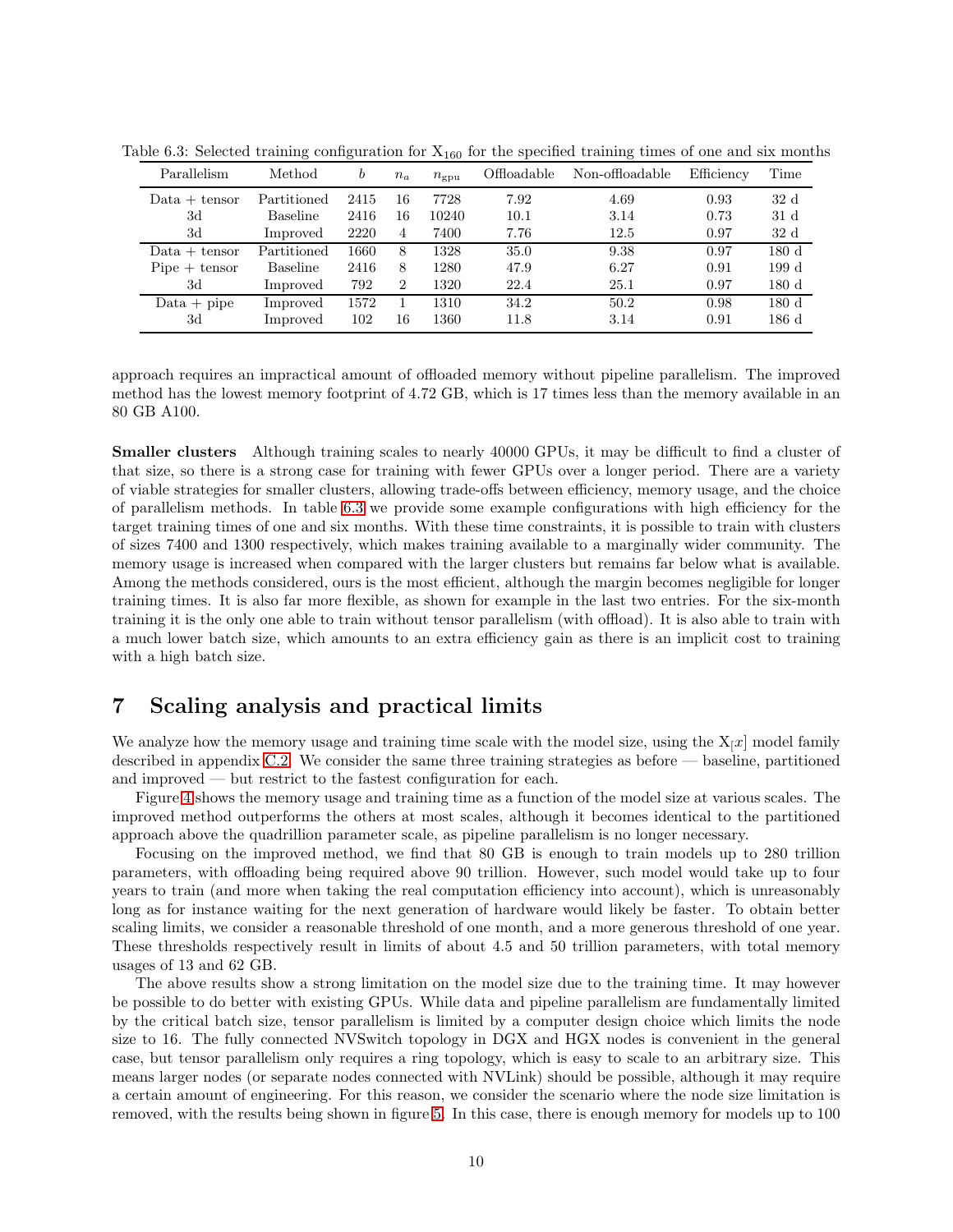Table 6.3: Selected training configuration for $X_{160}$ for the specified training times of one and six months

| Parallelism | Method | $b$ | $n_a$ | $n_{\mathrm{gpu}}$ | Offloadable | Non-offloadable | Efficiency | Time |
|---|---|---|---|---|---|---|---|---|
| Data + tensor | Partitioned | 2415 | 16 | 7728 | 7.92 | 4.69 | 0.93 | 32 d |
| 3d | Baseline | 2416 | 16 | 10240 | 10.1 | 3.14 | 0.73 | 31 d |
| 3d | Improved | 2220 | 4 | 7400 | 7.76 | 12.5 | 0.97 | 32 d |
| Data + tensor | Partitioned | 1660 | 8 | 1328 | 35.0 | 9.38 | 0.97 | 180 d |
| Pipe + tensor | Baseline | 2416 | 8 | 1280 | 47.9 | 6.27 | 0.91 | 199 d |
| 3d | Improved | 792 | 2 | 1320 | 22.4 | 25.1 | 0.97 | 180 d |
| Data + pipe | Improved | 1572 | 1 | 1310 | 34.2 | 50.2 | 0.98 | 180 d |
| 3d | Improved | 102 | 16 | 1360 | 11.8 | 3.14 | 0.91 | 186 d |

approach requires an impractical amount of offloaded memory without pipeline parallelism. The improved method has the lowest memory footprint of 4.72 GB, which is 17 times less than the memory available in an 80 GB A100.

**Smaller clusters** Although training scales to nearly 40000 GPUs, it may be difficult to find a cluster of that size, so there is a strong case for training with fewer GPUs over a longer period. There are a variety of viable strategies for smaller clusters, allowing trade-offs between efficiency, memory usage, and the choice of parallelism methods. In table 6.3 we provide some example configurations with high efficiency for the target training times of one and six months. With these time constraints, it is possible to train with clusters of sizes 7400 and 1300 respectively, which makes training available to a marginally wider community. The memory usage is increased when compared with the larger clusters but remains far below what is available. Among the methods considered, ours is the most efficient, although the margin becomes negligible for longer training times. It is also far more flexible, as shown for example in the last two entries. For the six-month training it is the only one able to train without tensor parallelism (with offload). It is also able to train with a much lower batch size, which amounts to an extra efficiency gain as there is an implicit cost to training with a high batch size.

# 7 Scaling analysis and practical limits

We analyze how the memory usage and training time scale with the model size, using the $X_{[}x]$ model family described in appendix C.2. We consider the same three training strategies as before — baseline, partitioned and improved — but restrict to the fastest configuration for each.

Figure 4 shows the memory usage and training time as a function of the model size at various scales. The improved method outperforms the others at most scales, although it becomes identical to the partitioned approach above the quadrillion parameter scale, as pipeline parallelism is no longer necessary.

Focusing on the improved method, we find that 80 GB is enough to train models up to 280 trillion parameters, with offloading being required above 90 trillion. However, such model would take up to four years to train (and more when taking the real computation efficiency into account), which is unreasonably long as for instance waiting for the next generation of hardware would likely be faster. To obtain better scaling limits, we consider a reasonable threshold of one month, and a more generous threshold of one year. These thresholds respectively result in limits of about 4.5 and 50 trillion parameters, with total memory usages of 13 and 62 GB.

The above results show a strong limitation on the model size due to the training time. It may however be possible to do better with existing GPUs. While data and pipeline parallelism are fundamentally limited by the critical batch size, tensor parallelism is limited by a computer design choice which limits the node size to 16. The fully connected NVSwitch topology in DGX and HGX nodes is convenient in the general case, but tensor parallelism only requires a ring topology, which is easy to scale to an arbitrary size. This means larger nodes (or separate nodes connected with NVLink) should be possible, although it may require a certain amount of engineering. For this reason, we consider the scenario where the node size limitation is removed, with the results being shown in figure 5. In this case, there is enough memory for models up to 100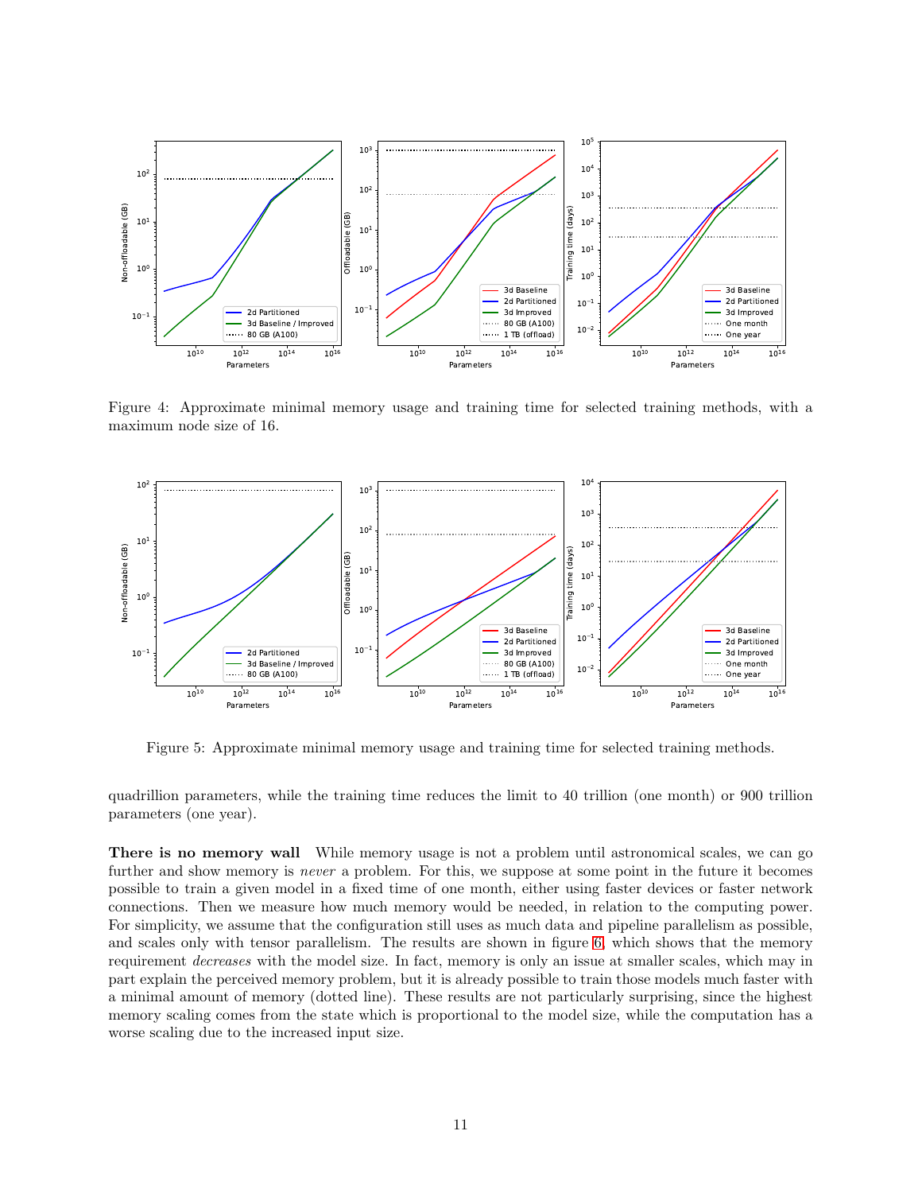Figure 4: Approximate minimal memory usage and training time for selected training methods, with a maximum node size of 16.

Figure 5: Approximate minimal memory usage and training time for selected training methods.

quadrillion parameters, while the training time reduces the limit to 40 trillion (one month) or 900 trillion parameters (one year).

**There is no memory wall** While memory usage is not a problem until astronomical scales, we can go further and show memory is *never* a problem. For this, we suppose at some point in the future it becomes possible to train a given model in a fixed time of one month, either using faster devices or faster network connections. Then we measure how much memory would be needed, in relation to the computing power. For simplicity, we assume that the configuration still uses as much data and pipeline parallelism as possible, and scales only with tensor parallelism. The results are shown in figure 6, which shows that the memory requirement *decreases* with the model size. In fact, memory is only an issue at smaller scales, which may in part explain the perceived memory problem, but it is already possible to train those models much faster with a minimal amount of memory (dotted line). These results are not particularly surprising, since the highest memory scaling comes from the state which is proportional to the model size, while the computation has a worse scaling due to the increased input size.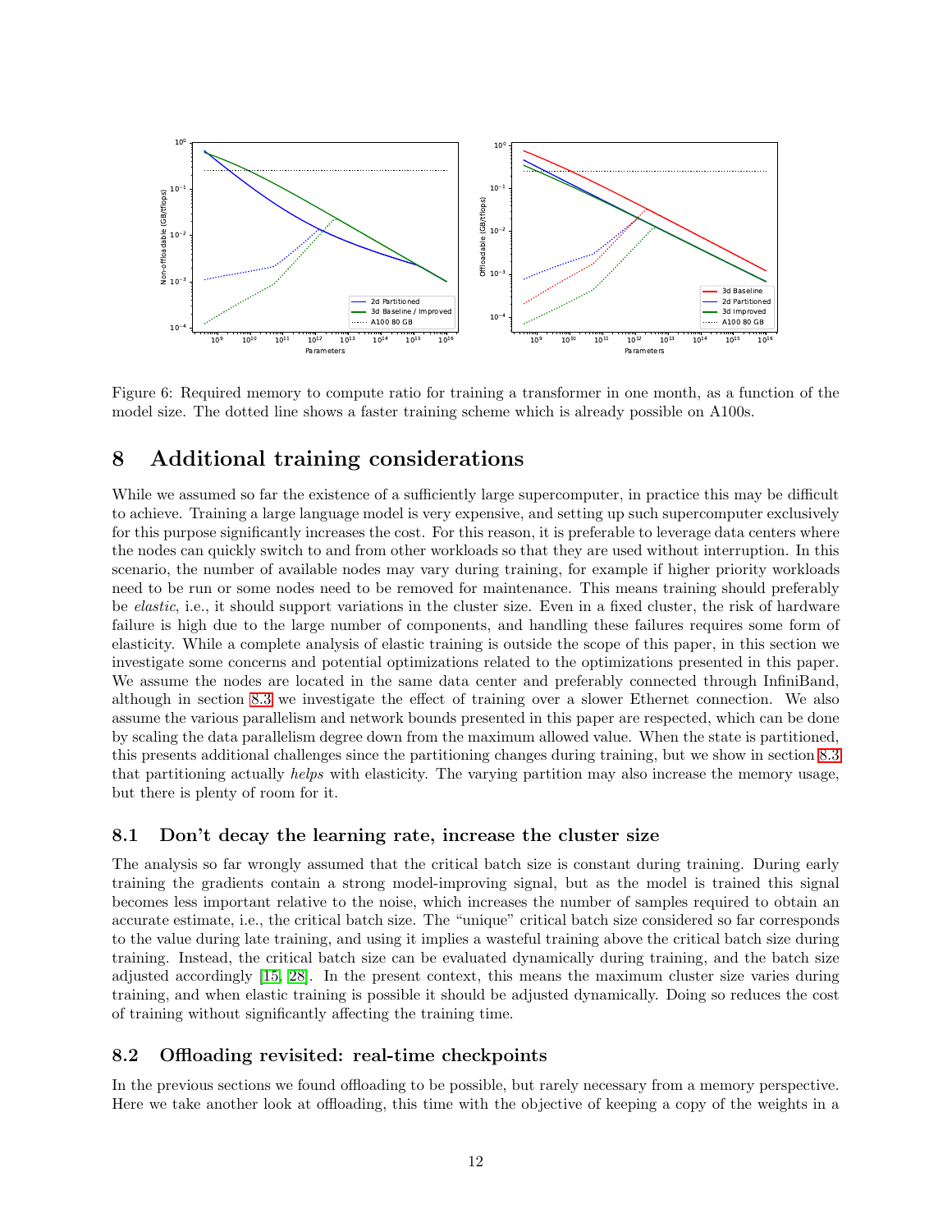Figure 6: Required memory to compute ratio for training a transformer in one month, as a function of the model size. The dotted line shows a faster training scheme which is already possible on A100s.

# 8 Additional training considerations

While we assumed so far the existence of a sufficiently large supercomputer, in practice this may be difficult to achieve. Training a large language model is very expensive, and setting up such supercomputer exclusively for this purpose significantly increases the cost. For this reason, it is preferable to leverage data centers where the nodes can quickly switch to and from other workloads so that they are used without interruption. In this scenario, the number of available nodes may vary during training, for example if higher priority workloads need to be run or some nodes need to be removed for maintenance. This means training should preferably be *elastic*, i.e., it should support variations in the cluster size. Even in a fixed cluster, the risk of hardware failure is high due to the large number of components, and handling these failures requires some form of elasticity. While a complete analysis of elastic training is outside the scope of this paper, in this section we investigate some concerns and potential optimizations related to the optimizations presented in this paper. We assume the nodes are located in the same data center and preferably connected through InfiniBand, although in section 8.3 we investigate the effect of training over a slower Ethernet connection. We also assume the various parallelism and network bounds presented in this paper are respected, which can be done by scaling the data parallelism degree down from the maximum allowed value. When the state is partitioned, this presents additional challenges since the partitioning changes during training, but we show in section 8.3 that partitioning actually *helps* with elasticity. The varying partition may also increase the memory usage, but there is plenty of room for it.

## 8.1 Don't decay the learning rate, increase the cluster size

The analysis so far wrongly assumed that the critical batch size is constant during training. During early training the gradients contain a strong model-improving signal, but as the model is trained this signal becomes less important relative to the noise, which increases the number of samples required to obtain an accurate estimate, i.e., the critical batch size. The "unique" critical batch size considered so far corresponds to the value during late training, and using it implies a wasteful training above the critical batch size during training. Instead, the critical batch size can be evaluated dynamically during training, and the batch size adjusted accordingly [15, 28]. In the present context, this means the maximum cluster size varies during training, and when elastic training is possible it should be adjusted dynamically. Doing so reduces the cost of training without significantly affecting the training time.

## 8.2 Offloading revisited: real-time checkpoints

In the previous sections we found offloading to be possible, but rarely necessary from a memory perspective. Here we take another look at offloading, this time with the objective of keeping a copy of the weights in a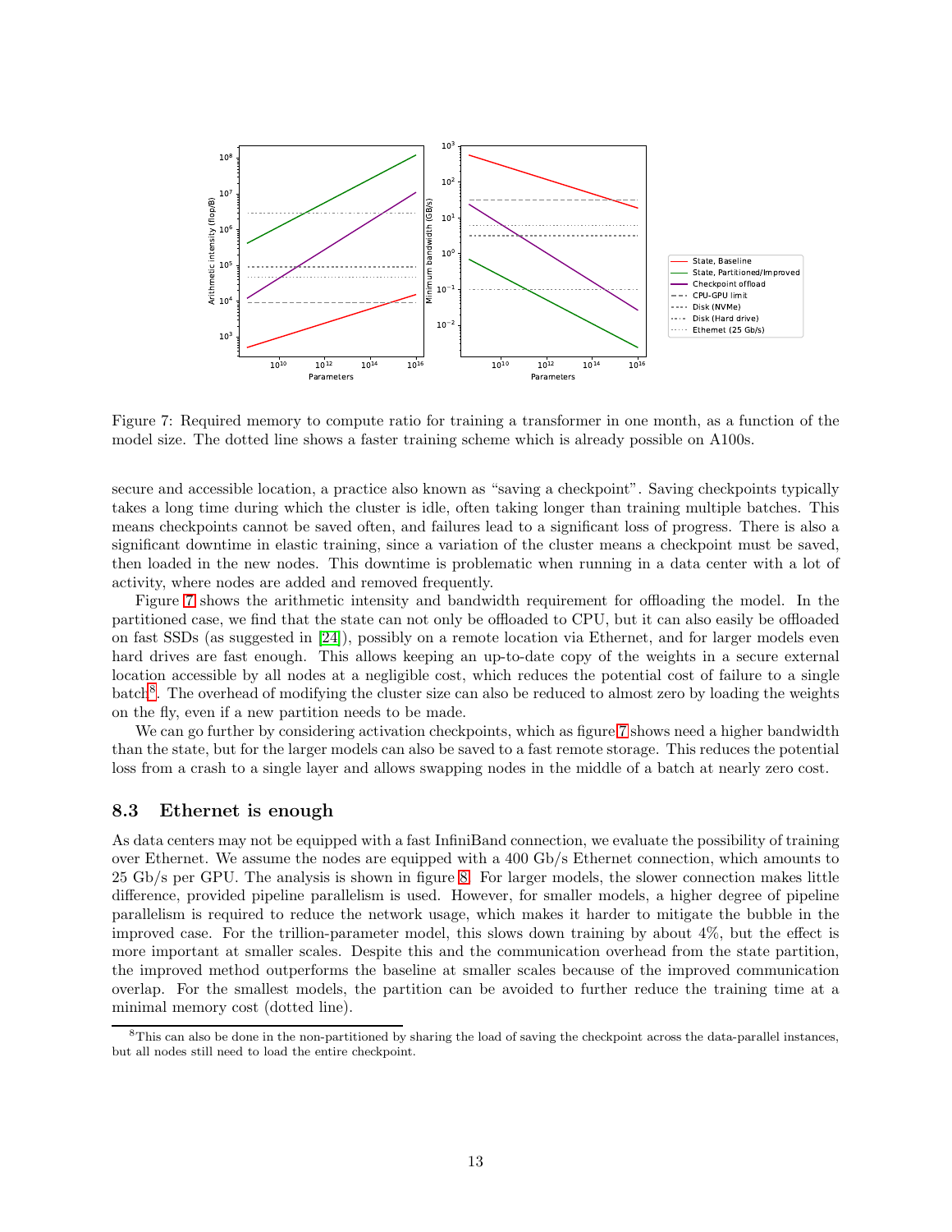Figure 7: Required memory to compute ratio for training a transformer in one month, as a function of the model size. The dotted line shows a faster training scheme which is already possible on A100s.

secure and accessible location, a practice also known as "saving a checkpoint". Saving checkpoints typically takes a long time during which the cluster is idle, often taking longer than training multiple batches. This means checkpoints cannot be saved often, and failures lead to a significant loss of progress. There is also a significant downtime in elastic training, since a variation of the cluster means a checkpoint must be saved, then loaded in the new nodes. This downtime is problematic when running in a data center with a lot of activity, where nodes are added and removed frequently.

Figure 7 shows the arithmetic intensity and bandwidth requirement for offloading the model. In the partitioned case, we find that the state can not only be offloaded to CPU, but it can also easily be offloaded on fast SSDs (as suggested in [24]), possibly on a remote location via Ethernet, and for larger models even hard drives are fast enough. This allows keeping an up-to-date copy of the weights in a secure external location accessible by all nodes at a negligible cost, which reduces the potential cost of failure to a single batch[8]. The overhead of modifying the cluster size can also be reduced to almost zero by loading the weights on the fly, even if a new partition needs to be made.

We can go further by considering activation checkpoints, which as figure 7 shows need a higher bandwidth than the state, but for the larger models can also be saved to a fast remote storage. This reduces the potential loss from a crash to a single layer and allows swapping nodes in the middle of a batch at nearly zero cost.

## 8.3 Ethernet is enough

As data centers may not be equipped with a fast InfiniBand connection, we evaluate the possibility of training over Ethernet. We assume the nodes are equipped with a 400 Gb/s Ethernet connection, which amounts to 25 Gb/s per GPU. The analysis is shown in figure 8. For larger models, the slower connection makes little difference, provided pipeline parallelism is used. However, for smaller models, a higher degree of pipeline parallelism is required to reduce the network usage, which makes it harder to mitigate the bubble in the improved case. For the trillion-parameter model, this slows down training by about 4%, but the effect is more important at smaller scales. Despite this and the communication overhead from the state partition, the improved method outperforms the baseline at smaller scales because of the improved communication overlap. For the smallest models, the partition can be avoided to further reduce the training time at a minimal memory cost (dotted line).

[8] This can also be done in the non-partitioned by sharing the load of saving the checkpoint across the data-parallel instances, but all nodes still need to load the entire checkpoint.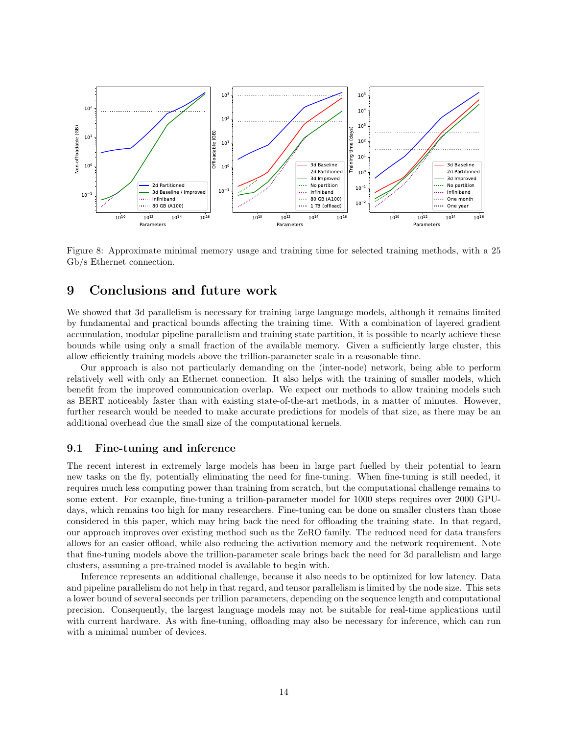Figure 8: Approximate minimal memory usage and training time for selected training methods, with a 25 Gb/s Ethernet connection.

# 9 Conclusions and future work

We showed that 3d parallelism is necessary for training large language models, although it remains limited by fundamental and practical bounds affecting the training time. With a combination of layered gradient accumulation, modular pipeline parallelism and training state partition, it is possible to nearly achieve these bounds while using only a small fraction of the available memory. Given a sufficiently large cluster, this allow efficiently training models above the trillion-parameter scale in a reasonable time.

Our approach is also not particularly demanding on the (inter-node) network, being able to perform relatively well with only an Ethernet connection. It also helps with the training of smaller models, which benefit from the improved communication overlap. We expect our methods to allow training models such as BERT noticeably faster than with existing state-of-the-art methods, in a matter of minutes. However, further research would be needed to make accurate predictions for models of that size, as there may be an additional overhead due the small size of the computational kernels.

## 9.1 Fine-tuning and inference

The recent interest in extremely large models has been in large part fuelled by their potential to learn new tasks on the fly, potentially eliminating the need for fine-tuning. When fine-tuning is still needed, it requires much less computing power than training from scratch, but the computational challenge remains to some extent. For example, fine-tuning a trillion-parameter model for 1000 steps requires over 2000 GPU-days, which remains too high for many researchers. Fine-tuning can be done on smaller clusters than those considered in this paper, which may bring back the need for offloading the training state. In that regard, our approach improves over existing method such as the ZeRO family. The reduced need for data transfers allows for an easier offload, while also reducing the activation memory and the network requirement. Note that fine-tuning models above the trillion-parameter scale brings back the need for 3d parallelism and large clusters, assuming a pre-trained model is available to begin with.

Inference represents an additional challenge, because it also needs to be optimized for low latency. Data and pipeline parallelism do not help in that regard, and tensor parallelism is limited by the node size. This sets a lower bound of several seconds per trillion parameters, depending on the sequence length and computational precision. Consequently, the largest language models may not be suitable for real-time applications until with current hardware. As with fine-tuning, offloading may also be necessary for inference, which can run with a minimal number of devices.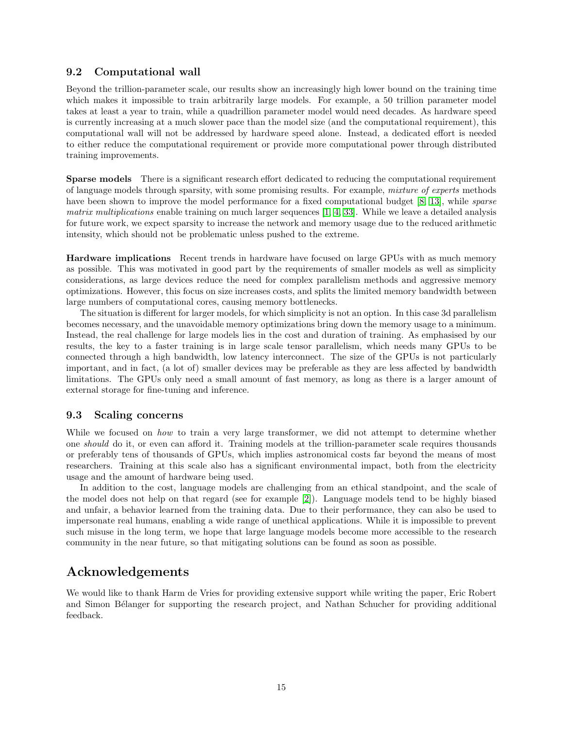### 9.2 Computational wall

Beyond the trillion-parameter scale, our results show an increasingly high lower bound on the training time which makes it impossible to train arbitrarily large models. For example, a 50 trillion parameter model takes at least a year to train, while a quadrillion parameter model would need decades. As hardware speed is currently increasing at a much slower pace than the model size (and the computational requirement), this computational wall will not be addressed by hardware speed alone. Instead, a dedicated effort is needed to either reduce the computational requirement or provide more computational power through distributed training improvements.

**Sparse models** There is a significant research effort dedicated to reducing the computational requirement of language models through sparsity, with some promising results. For example, *mixture of experts* methods have been shown to improve the model performance for a fixed computational budget [8, 13], while *sparse matrix multiplications* enable training on much larger sequences [1, 4, 33]. While we leave a detailed analysis for future work, we expect sparsity to increase the network and memory usage due to the reduced arithmetic intensity, which should not be problematic unless pushed to the extreme.

**Hardware implications** Recent trends in hardware have focused on large GPUs with as much memory as possible. This was motivated in good part by the requirements of smaller models as well as simplicity considerations, as large devices reduce the need for complex parallelism methods and aggressive memory optimizations. However, this focus on size increases costs, and splits the limited memory bandwidth between large numbers of computational cores, causing memory bottlenecks.

The situation is different for larger models, for which simplicity is not an option. In this case 3d parallelism becomes necessary, and the unavoidable memory optimizations bring down the memory usage to a minimum. Instead, the real challenge for large models lies in the cost and duration of training. As emphasised by our results, the key to a faster training is in large scale tensor parallelism, which needs many GPUs to be connected through a high bandwidth, low latency interconnect. The size of the GPUs is not particularly important, and in fact, (a lot of) smaller devices may be preferable as they are less affected by bandwidth limitations. The GPUs only need a small amount of fast memory, as long as there is a larger amount of external storage for fine-tuning and inference.

### 9.3 Scaling concerns

While we focused on *how* to train a very large transformer, we did not attempt to determine whether one *should* do it, or even can afford it. Training models at the trillion-parameter scale requires thousands or preferably tens of thousands of GPUs, which implies astronomical costs far beyond the means of most researchers. Training at this scale also has a significant environmental impact, both from the electricity usage and the amount of hardware being used.

In addition to the cost, language models are challenging from an ethical standpoint, and the scale of the model does not help on that regard (see for example [2]). Language models tend to be highly biased and unfair, a behavior learned from the training data. Due to their performance, they can also be used to impersonate real humans, enabling a wide range of unethical applications. While it is impossible to prevent such misuse in the long term, we hope that large language models become more accessible to the research community in the near future, so that mitigating solutions can be found as soon as possible.

## Acknowledgements

We would like to thank Harm de Vries for providing extensive support while writing the paper, Eric Robert and Simon Bélanger for supporting the research project, and Nathan Schucher for providing additional feedback.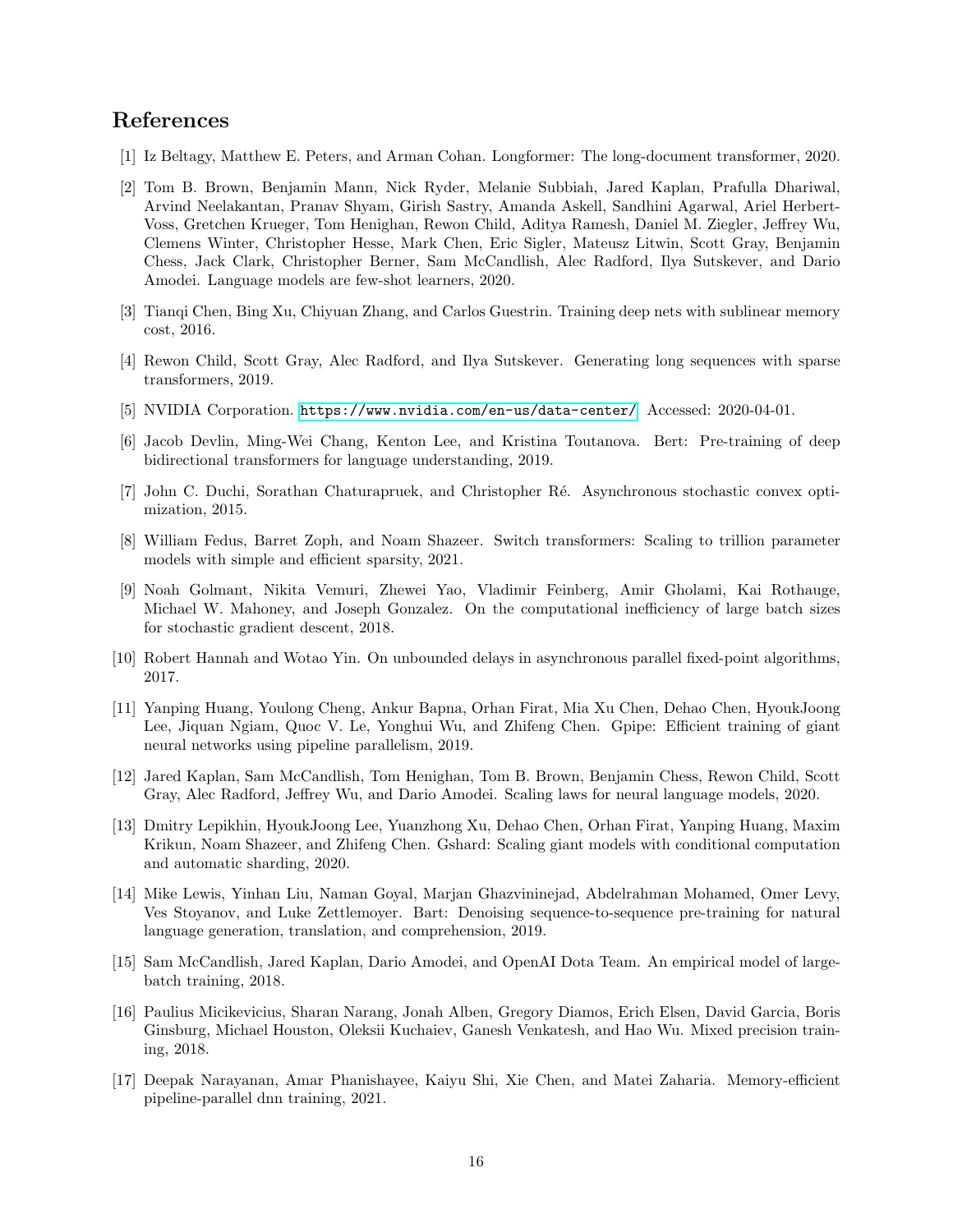## References

[1] Iz Beltagy, Matthew E. Peters, and Arman Cohan. Longformer: The long-document transformer, 2020.

[2] Tom B. Brown, Benjamin Mann, Nick Ryder, Melanie Subbiah, Jared Kaplan, Prafulla Dhariwal, Arvind Neelakantan, Pranav Shyam, Girish Sastry, Amanda Askell, Sandhini Agarwal, Ariel Herbert-Voss, Gretchen Krueger, Tom Henighan, Rewon Child, Aditya Ramesh, Daniel M. Ziegler, Jeffrey Wu, Clemens Winter, Christopher Hesse, Mark Chen, Eric Sigler, Mateusz Litwin, Scott Gray, Benjamin Chess, Jack Clark, Christopher Berner, Sam McCandlish, Alec Radford, Ilya Sutskever, and Dario Amodei. Language models are few-shot learners, 2020.

[3] Tianqi Chen, Bing Xu, Chiyuan Zhang, and Carlos Guestrin. Training deep nets with sublinear memory cost, 2016.

[4] Rewon Child, Scott Gray, Alec Radford, and Ilya Sutskever. Generating long sequences with sparse transformers, 2019.

[5] NVIDIA Corporation. https://www.nvidia.com/en-us/data-center/. Accessed: 2020-04-01.

[6] Jacob Devlin, Ming-Wei Chang, Kenton Lee, and Kristina Toutanova. Bert: Pre-training of deep bidirectional transformers for language understanding, 2019.

[7] John C. Duchi, Sorathan Chaturapruek, and Christopher Ré. Asynchronous stochastic convex optimization, 2015.

[8] William Fedus, Barret Zoph, and Noam Shazeer. Switch transformers: Scaling to trillion parameter models with simple and efficient sparsity, 2021.

[9] Noah Golmant, Nikita Vemuri, Zhewei Yao, Vladimir Feinberg, Amir Gholami, Kai Rothauge, Michael W. Mahoney, and Joseph Gonzalez. On the computational inefficiency of large batch sizes for stochastic gradient descent, 2018.

[10] Robert Hannah and Wotao Yin. On unbounded delays in asynchronous parallel fixed-point algorithms, 2017.

[11] Yanping Huang, Youlong Cheng, Ankur Bapna, Orhan Firat, Mia Xu Chen, Dehao Chen, HyoukJoong Lee, Jiquan Ngiam, Quoc V. Le, Yonghui Wu, and Zhifeng Chen. Gpipe: Efficient training of giant neural networks using pipeline parallelism, 2019.

[12] Jared Kaplan, Sam McCandlish, Tom Henighan, Tom B. Brown, Benjamin Chess, Rewon Child, Scott Gray, Alec Radford, Jeffrey Wu, and Dario Amodei. Scaling laws for neural language models, 2020.

[13] Dmitry Lepikhin, HyoukJoong Lee, Yuanzhong Xu, Dehao Chen, Orhan Firat, Yanping Huang, Maxim Krikun, Noam Shazeer, and Zhifeng Chen. Gshard: Scaling giant models with conditional computation and automatic sharding, 2020.

[14] Mike Lewis, Yinhan Liu, Naman Goyal, Marjan Ghazvininejad, Abdelrahman Mohamed, Omer Levy, Ves Stoyanov, and Luke Zettlemoyer. Bart: Denoising sequence-to-sequence pre-training for natural language generation, translation, and comprehension, 2019.

[15] Sam McCandlish, Jared Kaplan, Dario Amodei, and OpenAI Dota Team. An empirical model of large-batch training, 2018.

[16] Paulius Micikevicius, Sharan Narang, Jonah Alben, Gregory Diamos, Erich Elsen, David Garcia, Boris Ginsburg, Michael Houston, Oleksii Kuchaiev, Ganesh Venkatesh, and Hao Wu. Mixed precision training, 2018.

[17] Deepak Narayanan, Amar Phanishayee, Kaiyu Shi, Xie Chen, and Matei Zaharia. Memory-efficient pipeline-parallel dnn training, 2021.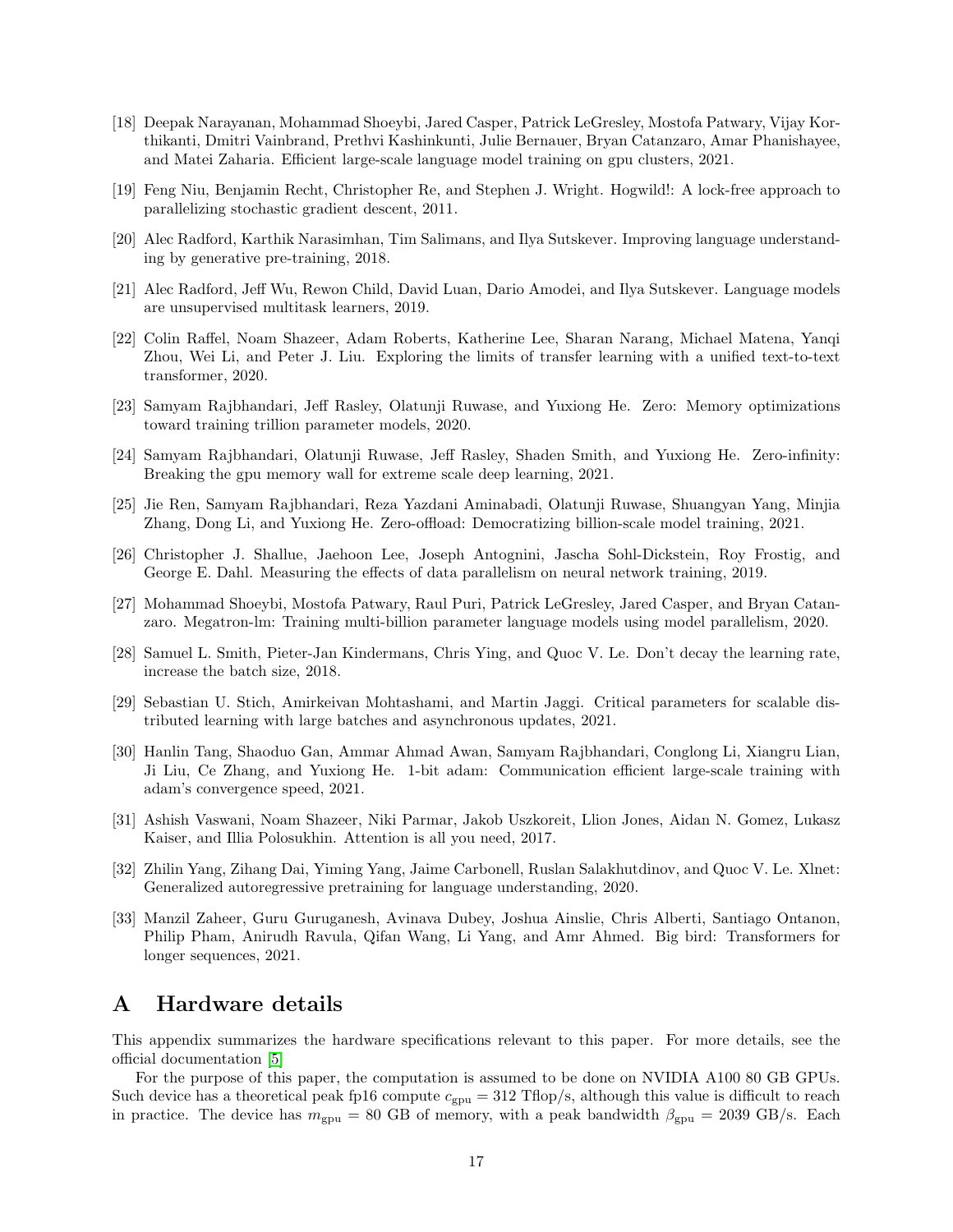[18] Deepak Narayanan, Mohammad Shoeybi, Jared Casper, Patrick LeGresley, Mostofa Patwary, Vijay Korthikanti, Dmitri Vainbrand, Prethvi Kashinkunti, Julie Bernauer, Bryan Catanzaro, Amar Phanishayee, and Matei Zaharia. Efficient large-scale language model training on gpu clusters, 2021.

[19] Feng Niu, Benjamin Recht, Christopher Re, and Stephen J. Wright. Hogwild!: A lock-free approach to parallelizing stochastic gradient descent, 2011.

[20] Alec Radford, Karthik Narasimhan, Tim Salimans, and Ilya Sutskever. Improving language understanding by generative pre-training, 2018.

[21] Alec Radford, Jeff Wu, Rewon Child, David Luan, Dario Amodei, and Ilya Sutskever. Language models are unsupervised multitask learners, 2019.

[22] Colin Raffel, Noam Shazeer, Adam Roberts, Katherine Lee, Sharan Narang, Michael Matena, Yanqi Zhou, Wei Li, and Peter J. Liu. Exploring the limits of transfer learning with a unified text-to-text transformer, 2020.

[23] Samyam Rajbhandari, Jeff Rasley, Olatunji Ruwase, and Yuxiong He. Zero: Memory optimizations toward training trillion parameter models, 2020.

[24] Samyam Rajbhandari, Olatunji Ruwase, Jeff Rasley, Shaden Smith, and Yuxiong He. Zero-infinity: Breaking the gpu memory wall for extreme scale deep learning, 2021.

[25] Jie Ren, Samyam Rajbhandari, Reza Yazdani Aminabadi, Olatunji Ruwase, Shuangyan Yang, Minjia Zhang, Dong Li, and Yuxiong He. Zero-offload: Democratizing billion-scale model training, 2021.

[26] Christopher J. Shallue, Jaehoon Lee, Joseph Antognini, Jascha Sohl-Dickstein, Roy Frostig, and George E. Dahl. Measuring the effects of data parallelism on neural network training, 2019.

[27] Mohammad Shoeybi, Mostofa Patwary, Raul Puri, Patrick LeGresley, Jared Casper, and Bryan Catanzaro. Megatron-lm: Training multi-billion parameter language models using model parallelism, 2020.

[28] Samuel L. Smith, Pieter-Jan Kindermans, Chris Ying, and Quoc V. Le. Don't decay the learning rate, increase the batch size, 2018.

[29] Sebastian U. Stich, Amirkeivan Mohtashami, and Martin Jaggi. Critical parameters for scalable distributed learning with large batches and asynchronous updates, 2021.

[30] Hanlin Tang, Shaoduo Gan, Ammar Ahmad Awan, Samyam Rajbhandari, Conglong Li, Xiangru Lian, Ji Liu, Ce Zhang, and Yuxiong He. 1-bit adam: Communication efficient large-scale training with adam's convergence speed, 2021.

[31] Ashish Vaswani, Noam Shazeer, Niki Parmar, Jakob Uszkoreit, Llion Jones, Aidan N. Gomez, Lukasz Kaiser, and Illia Polosukhin. Attention is all you need, 2017.

[32] Zhilin Yang, Zihang Dai, Yiming Yang, Jaime Carbonell, Ruslan Salakhutdinov, and Quoc V. Le. Xlnet: Generalized autoregressive pretraining for language understanding, 2020.

[33] Manzil Zaheer, Guru Guruganesh, Avinava Dubey, Joshua Ainslie, Chris Alberti, Santiago Ontanon, Philip Pham, Anirudh Ravula, Qifan Wang, Li Yang, and Amr Ahmed. Big bird: Transformers for longer sequences, 2021.

# A Hardware details

This appendix summarizes the hardware specifications relevant to this paper. For more details, see the official documentation [5]

For the purpose of this paper, the computation is assumed to be done on NVIDIA A100 80 GB GPUs. Such device has a theoretical peak fp16 compute $c_{\text{gpu}} = 312$ Tflop/s, although this value is difficult to reach in practice. The device has $m_{\text{gpu}} = 80$ GB of memory, with a peak bandwidth $\beta_{\text{gpu}} = 2039$ GB/s. Each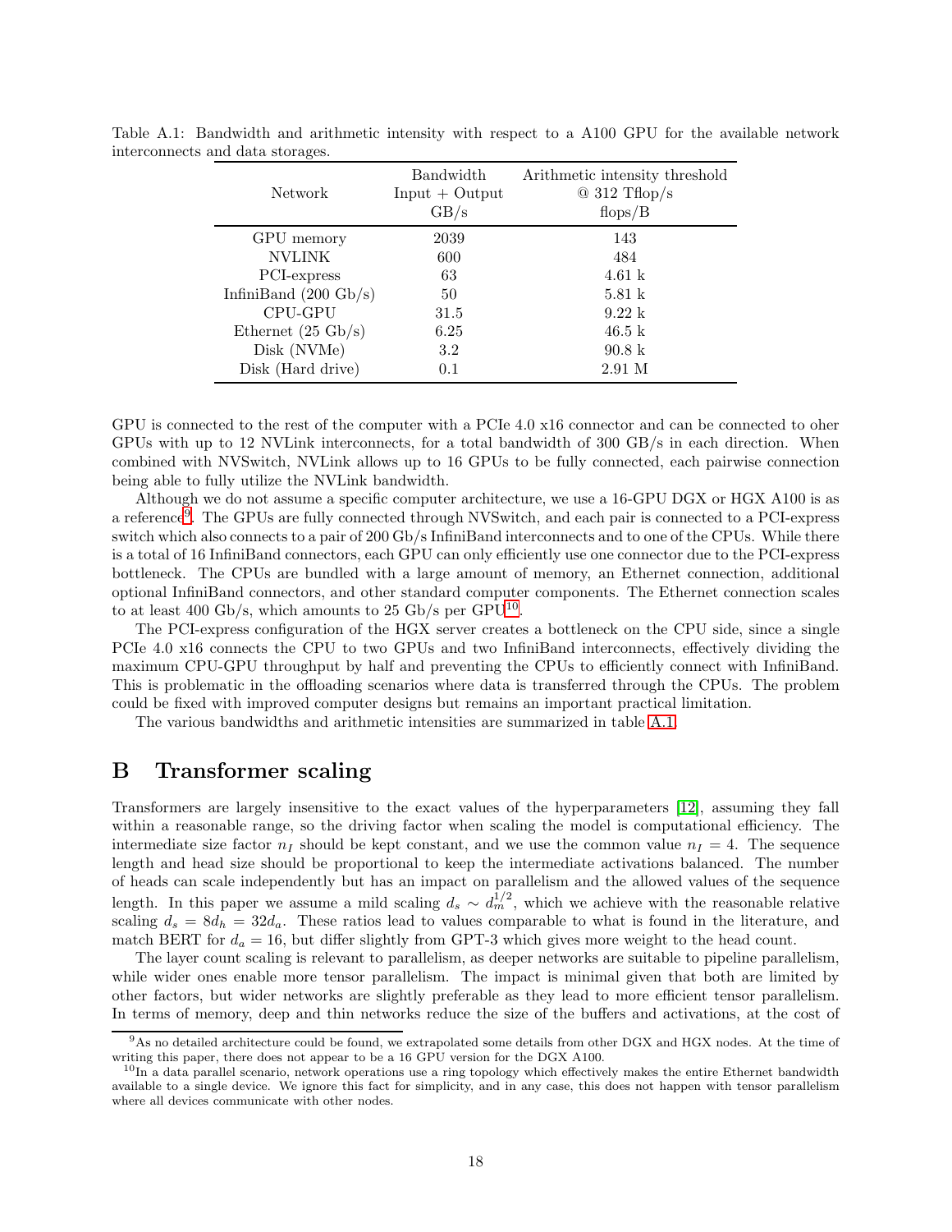Table A.1: Bandwidth and arithmetic intensity with respect to a A100 GPU for the available network interconnects and data storages.

| Network | Bandwidth Input + Output GB/s | Arithmetic intensity threshold @ 312 Tflop/s flops/B |
|---|---|---|
| GPU memory | 2039 | 143 |
| NVLINK | 600 | 484 |
| PCI-express | 63 | 4.61 k |
| InfiniBand (200 Gb/s) | 50 | 5.81 k |
| CPU-GPU | 31.5 | 9.22 k |
| Ethernet (25 Gb/s) | 6.25 | 46.5 k |
| Disk (NVMe) | 3.2 | 90.8 k |
| Disk (Hard drive) | 0.1 | 2.91 M |

GPU is connected to the rest of the computer with a PCIe 4.0 x16 connector and can be connected to oher GPUs with up to 12 NVLink interconnects, for a total bandwidth of 300 GB/s in each direction. When combined with NVSwitch, NVLink allows up to 16 GPUs to be fully connected, each pairwise connection being able to fully utilize the NVLink bandwidth.

Although we do not assume a specific computer architecture, we use a 16-GPU DGX or HGX A100 is as a reference[9]. The GPUs are fully connected through NVSwitch, and each pair is connected to a PCI-express switch which also connects to a pair of 200 Gb/s InfiniBand interconnects and to one of the CPUs. While there is a total of 16 InfiniBand connectors, each GPU can only efficiently use one connector due to the PCI-express bottleneck. The CPUs are bundled with a large amount of memory, an Ethernet connection, additional optional InfiniBand connectors, and other standard computer components. The Ethernet connection scales to at least 400 Gb/s, which amounts to 25 Gb/s per GPU[10].

The PCI-express configuration of the HGX server creates a bottleneck on the CPU side, since a single PCIe 4.0 x16 connects the CPU to two GPUs and two InfiniBand interconnects, effectively dividing the maximum CPU-GPU throughput by half and preventing the CPUs to efficiently connect with InfiniBand. This is problematic in the offloading scenarios where data is transferred through the CPUs. The problem could be fixed with improved computer designs but remains an important practical limitation.

The various bandwidths and arithmetic intensities are summarized in table A.1.

# B Transformer scaling

Transformers are largely insensitive to the exact values of the hyperparameters [12], assuming they fall within a reasonable range, so the driving factor when scaling the model is computational efficiency. The intermediate size factor $n_I$ should be kept constant, and we use the common value $n_I = 4$. The sequence length and head size should be proportional to keep the intermediate activations balanced. The number of heads can scale independently but has an impact on parallelism and the allowed values of the sequence length. In this paper we assume a mild scaling $d_s \sim d_m^{1/2}$, which we achieve with the reasonable relative scaling $d_s = 8d_h = 32d_a$. These ratios lead to values comparable to what is found in the literature, and match BERT for $d_a = 16$, but differ slightly from GPT-3 which gives more weight to the head count.

The layer count scaling is relevant to parallelism, as deeper networks are suitable to pipeline parallelism, while wider ones enable more tensor parallelism. The impact is minimal given that both are limited by other factors, but wider networks are slightly preferable as they lead to more efficient tensor parallelism. In terms of memory, deep and thin networks reduce the size of the buffers and activations, at the cost of

[9] As no detailed architecture could be found, we extrapolated some details from other DGX and HGX nodes. At the time of writing this paper, there does not appear to be a 16 GPU version for the DGX A100.

[10] In a data parallel scenario, network operations use a ring topology which effectively makes the entire Ethernet bandwidth available to a single device. We ignore this fact for simplicity, and in any case, this does not happen with tensor parallelism where all devices communicate with other nodes.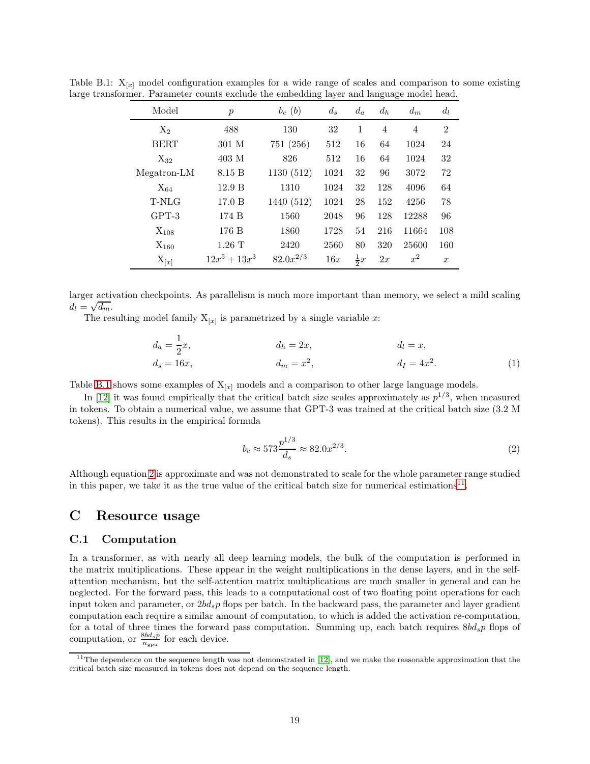Table B.1: $X_{[x]}$ model configuration examples for a wide range of scales and comparison to some existing large transformer. Parameter counts exclude the embedding layer and language model head.

| Model | $p$ | $b_c$ ($b$) | $d_s$ | $d_a$ | $d_h$ | $d_m$ | $d_l$ |
|---|---|---|---|---|---|---|---|
| $X_2$ | 488 | 130 | 32 | 1 | 4 | 4 | 2 |
| BERT | 301 M | 751 (256) | 512 | 16 | 64 | 1024 | 24 |
| $X_{32}$ | 403 M | 826 | 512 | 16 | 64 | 1024 | 32 |
| Megatron-LM | 8.15 B | 1130 (512) | 1024 | 32 | 96 | 3072 | 72 |
| $X_{64}$ | 12.9 B | 1310 | 1024 | 32 | 128 | 4096 | 64 |
| T-NLG | 17.0 B | 1440 (512) | 1024 | 28 | 152 | 4256 | 78 |
| GPT-3 | 174 B | 1560 | 2048 | 96 | 128 | 12288 | 96 |
| $X_{108}$ | 176 B | 1860 | 1728 | 54 | 216 | 11664 | 108 |
| $X_{160}$ | 1.26 T | 2420 | 2560 | 80 | 320 | 25600 | 160 |
| $X_{[x]}$ | $12x^5 + 13x^3$ | $82.0x^{2/3}$ | $16x$ | $\frac{1}{2}x$ | $2x$ | $x^2$ | $x$ |

larger activation checkpoints. As parallelism is much more important than memory, we select a mild scaling $d_l = \sqrt{d_m}$.

The resulting model family $X_{[x]}$ is parametrized by a single variable $x$:

$$d_a = \frac{1}{2}x, \qquad d_h = 2x, \qquad d_l = x,$$
$$d_s = 16x, \qquad d_m = x^2, \qquad d_I = 4x^2. \tag{1}$$

Table B.1 shows some examples of $X_{[x]}$ models and a comparison to other large language models.

In [12] it was found empirically that the critical batch size scales approximately as $p^{1/3}$, when measured in tokens. To obtain a numerical value, we assume that GPT-3 was trained at the critical batch size (3.2 M tokens). This results in the empirical formula

$$b_c \approx 573\frac{p^{1/3}}{d_s} \approx 82.0x^{2/3}. \tag{2}$$

Although equation 2 is approximate and was not demonstrated to scale for the whole parameter range studied in this paper, we take it as the true value of the critical batch size for numerical estimations[11].

# C Resource usage

## C.1 Computation

In a transformer, as with nearly all deep learning models, the bulk of the computation is performed in the matrix multiplications. These appear in the weight multiplications in the dense layers, and in the self-attention mechanism, but the self-attention matrix multiplications are much smaller in general and can be neglected. For the forward pass, this leads to a computational cost of two floating point operations for each input token and parameter, or $2bd_sp$ flops per batch. In the backward pass, the parameter and layer gradient computation each require a similar amount of computation, to which is added the activation re-computation, for a total of three times the forward pass computation. Summing up, each batch requires $8bd_sp$ flops of computation, or $\frac{8bd_sp}{n_{\text{gpu}}}$ for each device.

[11] The dependence on the sequence length was not demonstrated in [12], and we make the reasonable approximation that the critical batch size measured in tokens does not depend on the sequence length.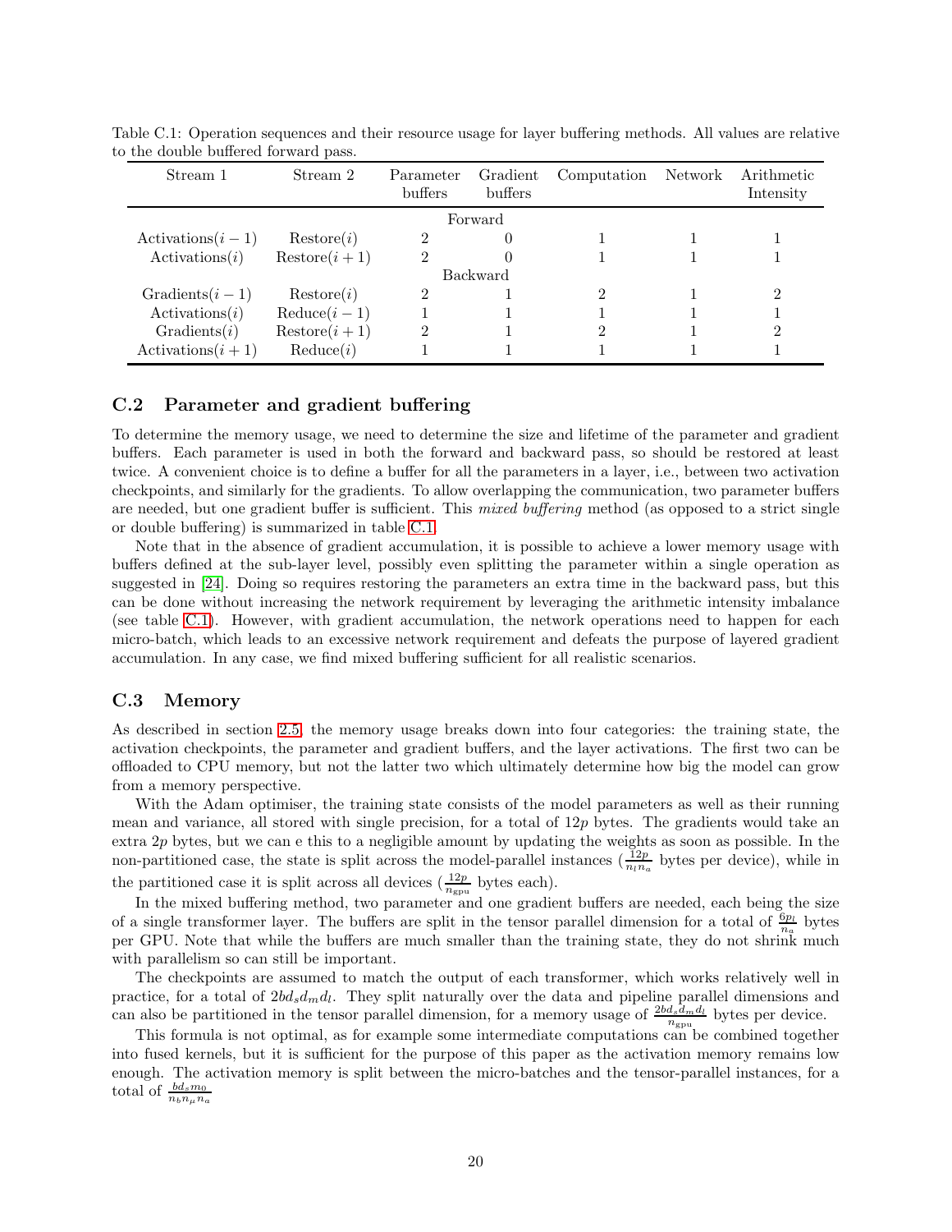Table C.1: Operation sequences and their resource usage for layer buffering methods. All values are relative to the double buffered forward pass.

| Stream 1 | Stream 2 | Parameter buffers | Gradient buffers | Computation | Network | Arithmetic Intensity |
|---|---|---|---|---|---|---|
| | | | Forward | | | |
| Activations$(i-1)$ | Restore$(i)$ | 2 | 0 | 1 | 1 | 1 |
| Activations$(i)$ | Restore$(i+1)$ | 2 | 0 | 1 | 1 | 1 |
| | | | Backward | | | |
| Gradients$(i-1)$ | Restore$(i)$ | 2 | 1 | 2 | 1 | 2 |
| Activations$(i)$ | Reduce$(i-1)$ | 1 | 1 | 1 | 1 | 1 |
| Gradients$(i)$ | Restore$(i+1)$ | 2 | 1 | 2 | 1 | 2 |
| Activations$(i+1)$ | Reduce$(i)$ | 1 | 1 | 1 | 1 | 1 |

## C.2 Parameter and gradient buffering

To determine the memory usage, we need to determine the size and lifetime of the parameter and gradient buffers. Each parameter is used in both the forward and backward pass, so should be restored at least twice. A convenient choice is to define a buffer for all the parameters in a layer, i.e., between two activation checkpoints, and similarly for the gradients. To allow overlapping the communication, two parameter buffers are needed, but one gradient buffer is sufficient. This *mixed buffering* method (as opposed to a strict single or double buffering) is summarized in table C.1.

Note that in the absence of gradient accumulation, it is possible to achieve a lower memory usage with buffers defined at the sub-layer level, possibly even splitting the parameter within a single operation as suggested in [24]. Doing so requires restoring the parameters an extra time in the backward pass, but this can be done without increasing the network requirement by leveraging the arithmetic intensity imbalance (see table C.1). However, with gradient accumulation, the network operations need to happen for each micro-batch, which leads to an excessive network requirement and defeats the purpose of layered gradient accumulation. In any case, we find mixed buffering sufficient for all realistic scenarios.

## C.3 Memory

As described in section 2.5, the memory usage breaks down into four categories: the training state, the activation checkpoints, the parameter and gradient buffers, and the layer activations. The first two can be offloaded to CPU memory, but not the latter two which ultimately determine how big the model can grow from a memory perspective.

With the Adam optimiser, the training state consists of the model parameters as well as their running mean and variance, all stored with single precision, for a total of $12p$ bytes. The gradients would take an extra $2p$ bytes, but we can e this to a negligible amount by updating the weights as soon as possible. In the non-partitioned case, the state is split across the model-parallel instances ($\frac{12p}{n_l n_a}$ bytes per device), while in the partitioned case it is split across all devices ($\frac{12p}{n_{\text{gpu}}}$ bytes each).

In the mixed buffering method, two parameter and one gradient buffers are needed, each being the size of a single transformer layer. The buffers are split in the tensor parallel dimension for a total of $\frac{6p_l}{n_a}$ bytes per GPU. Note that while the buffers are much smaller than the training state, they do not shrink much with parallelism so can still be important.

The checkpoints are assumed to match the output of each transformer, which works relatively well in practice, for a total of $2bd_sd_md_l$. They split naturally over the data and pipeline parallel dimensions and can also be partitioned in the tensor parallel dimension, for a memory usage of $\frac{2bd_sd_md_l}{n_{\text{gpu}}}$ bytes per device.

This formula is not optimal, as for example some intermediate computations can be combined together into fused kernels, but it is sufficient for the purpose of this paper as the activation memory remains low enough. The activation memory is split between the micro-batches and the tensor-parallel instances, for a total of $\frac{bd_sm_0}{n_bn_\mu n_a}$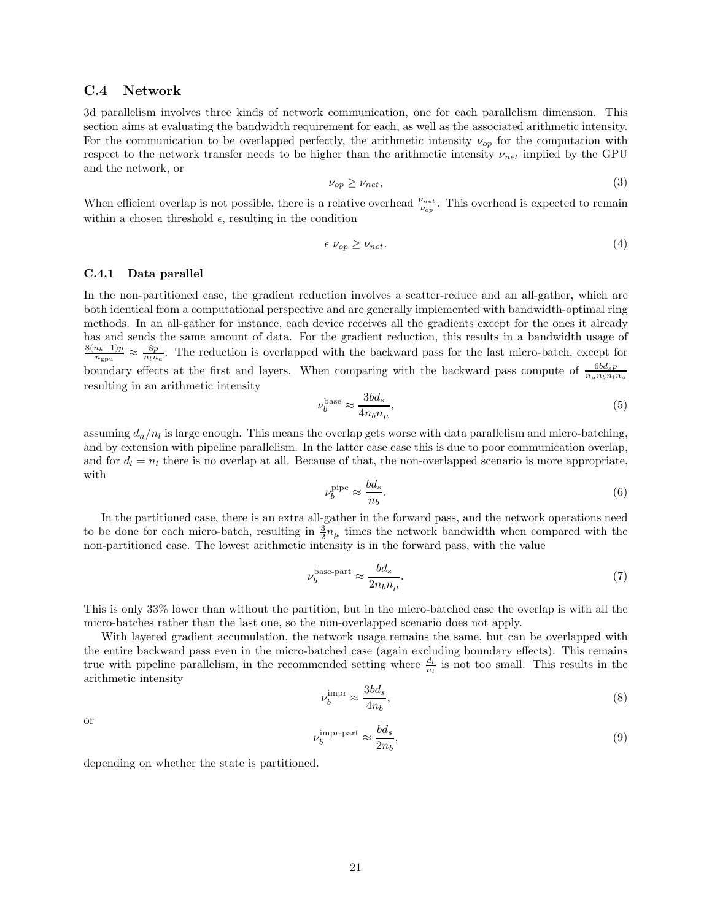### C.4 Network

3d parallelism involves three kinds of network communication, one for each parallelism dimension. This section aims at evaluating the bandwidth requirement for each, as well as the associated arithmetic intensity. For the communication to be overlapped perfectly, the arithmetic intensity $\nu_{op}$ for the computation with respect to the network transfer needs to be higher than the arithmetic intensity $\nu_{net}$ implied by the GPU and the network, or

$$\nu_{op} \geq \nu_{net}, \tag{3}$$

When efficient overlap is not possible, there is a relative overhead $\frac{\nu_{net}}{\nu_{op}}$. This overhead is expected to remain within a chosen threshold $\epsilon$, resulting in the condition

$$\epsilon \ \nu_{op} \geq \nu_{net}. \tag{4}$$

#### C.4.1 Data parallel

In the non-partitioned case, the gradient reduction involves a scatter-reduce and an all-gather, which are both identical from a computational perspective and are generally implemented with bandwidth-optimal ring methods. In an all-gather for instance, each device receives all the gradients except for the ones it already has and sends the same amount of data. For the gradient reduction, this results in a bandwidth usage of $\frac{8(n_b-1)p}{n_{\rm gpu}} \approx \frac{8p}{n_l n_a}$. The reduction is overlapped with the backward pass for the last micro-batch, except for boundary effects at the first and layers. When comparing with the backward pass compute of $\frac{6bd_s p}{n_\mu n_b n_l n_a}$ resulting in an arithmetic intensity

$$\nu_b^{\rm base} \approx \frac{3bd_s}{4n_b n_\mu}, \tag{5}$$

assuming $d_n/n_l$ is large enough. This means the overlap gets worse with data parallelism and micro-batching, and by extension with pipeline parallelism. In the latter case case this is due to poor communication overlap, and for $d_l = n_l$ there is no overlap at all. Because of that, the non-overlapped scenario is more appropriate, with

$$\nu_b^{\rm pipe} \approx \frac{bd_s}{n_b}. \tag{6}$$

In the partitioned case, there is an extra all-gather in the forward pass, and the network operations need to be done for each micro-batch, resulting in $\frac{3}{2}n_\mu$ times the network bandwidth when compared with the non-partitioned case. The lowest arithmetic intensity is in the forward pass, with the value

$$\nu_b^{\rm base\text{-}part} \approx \frac{bd_s}{2n_b n_\mu}. \tag{7}$$

This is only 33% lower than without the partition, but in the micro-batched case the overlap is with all the micro-batches rather than the last one, so the non-overlapped scenario does not apply.

With layered gradient accumulation, the network usage remains the same, but can be overlapped with the entire backward pass even in the micro-batched case (again excluding boundary effects). This remains true with pipeline parallelism, in the recommended setting where $\frac{d_l}{n_l}$ is not too small. This results in the arithmetic intensity

$$\nu_b^{\rm impr} \approx \frac{3bd_s}{4n_b}, \tag{8}$$

or

$$\nu_b^{\rm impr\text{-}part} \approx \frac{bd_s}{2n_b}, \tag{9}$$

depending on whether the state is partitioned.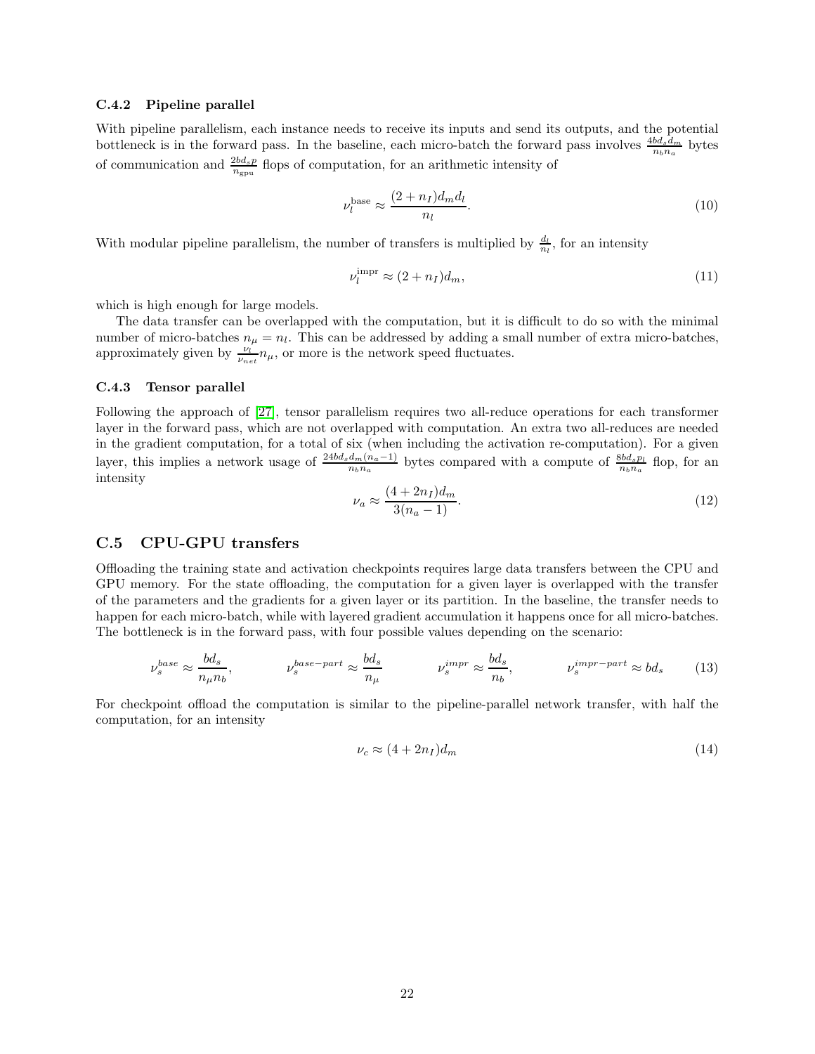#### C.4.2 Pipeline parallel

With pipeline parallelism, each instance needs to receive its inputs and send its outputs, and the potential bottleneck is in the forward pass. In the baseline, each micro-batch the forward pass involves $\frac{4bd_sd_m}{n_bn_a}$ bytes of communication and $\frac{2bd_sp}{n_{\text{gpu}}}$ flops of computation, for an arithmetic intensity of

$$\nu_l^{\text{base}} \approx \frac{(2+n_I)d_md_l}{n_l}. \tag{10}$$

With modular pipeline parallelism, the number of transfers is multiplied by $\frac{d_l}{n_l}$, for an intensity

$$\nu_l^{\text{impr}} \approx (2+n_I)d_m, \tag{11}$$

which is high enough for large models.

The data transfer can be overlapped with the computation, but it is difficult to do so with the minimal number of micro-batches $n_\mu = n_l$. This can be addressed by adding a small number of extra micro-batches, approximately given by $\frac{\nu_l}{\nu_{net}}n_\mu$, or more is the network speed fluctuates.

#### C.4.3 Tensor parallel

Following the approach of [27], tensor parallelism requires two all-reduce operations for each transformer layer in the forward pass, which are not overlapped with computation. An extra two all-reduces are needed in the gradient computation, for a total of six (when including the activation re-computation). For a given layer, this implies a network usage of $\frac{24bd_sd_m(n_a-1)}{n_bn_a}$ bytes compared with a compute of $\frac{8bd_sp_l}{n_bn_a}$ flop, for an intensity

$$\nu_a \approx \frac{(4+2n_I)d_m}{3(n_a-1)}. \tag{12}$$

### C.5 CPU-GPU transfers

Offloading the training state and activation checkpoints requires large data transfers between the CPU and GPU memory. For the state offloading, the computation for a given layer is overlapped with the transfer of the parameters and the gradients for a given layer or its partition. In the baseline, the transfer needs to happen for each micro-batch, while with layered gradient accumulation it happens once for all micro-batches. The bottleneck is in the forward pass, with four possible values depending on the scenario:

$$\nu_s^{base} \approx \frac{bd_s}{n_\mu n_b}, \qquad \nu_s^{base-part} \approx \frac{bd_s}{n_\mu} \qquad \nu_s^{impr} \approx \frac{bd_s}{n_b}, \qquad \nu_s^{impr-part} \approx bd_s \tag{13}$$

For checkpoint offload the computation is similar to the pipeline-parallel network transfer, with half the computation, for an intensity

$$\nu_c \approx (4+2n_I)d_m \tag{14}$$